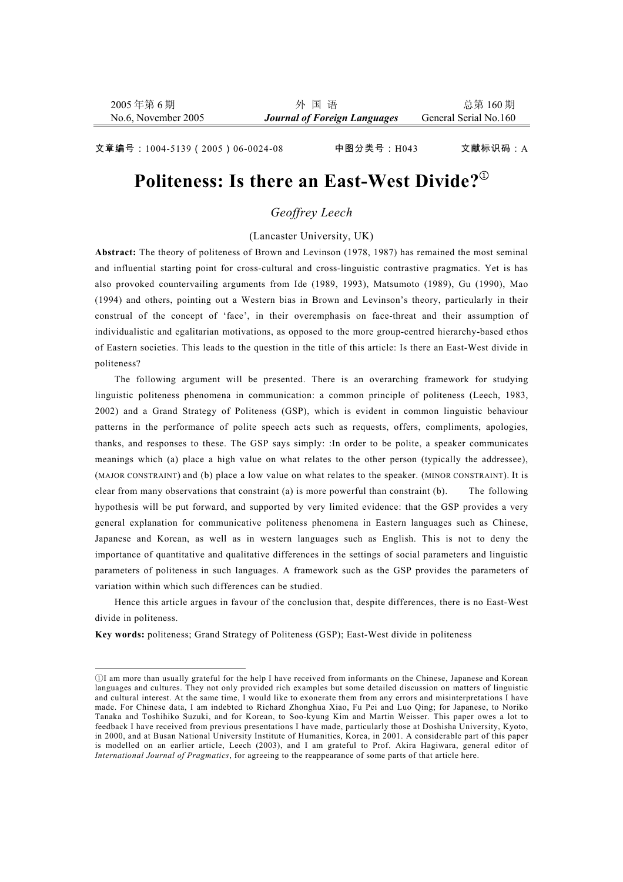文章编号：1004-5139（2005）06-0024-08　　　　中图分类号：H043　　　　文献标识码：A

# Politeness: Is there an East-West Divide?[①]

*Geoffrey Leech*

(Lancaster University, UK)

**Abstract:** The theory of politeness of Brown and Levinson (1978, 1987) has remained the most seminal and influential starting point for cross-cultural and cross-linguistic contrastive pragmatics. Yet is has also provoked countervailing arguments from Ide (1989, 1993), Matsumoto (1989), Gu (1990), Mao (1994) and others, pointing out a Western bias in Brown and Levinson's theory, particularly in their construal of the concept of 'face', in their overemphasis on face-threat and their assumption of individualistic and egalitarian motivations, as opposed to the more group-centred hierarchy-based ethos of Eastern societies. This leads to the question in the title of this article: Is there an East-West divide in politeness?

The following argument will be presented. There is an overarching framework for studying linguistic politeness phenomena in communication: a common principle of politeness (Leech, 1983, 2002) and a Grand Strategy of Politeness (GSP), which is evident in common linguistic behaviour patterns in the performance of polite speech acts such as requests, offers, compliments, apologies, thanks, and responses to these. The GSP says simply: :In order to be polite, a speaker communicates meanings which (a) place a high value on what relates to the other person (typically the addressee), (MAJOR CONSTRAINT) and (b) place a low value on what relates to the speaker. (MINOR CONSTRAINT). It is clear from many observations that constraint (a) is more powerful than constraint (b). The following hypothesis will be put forward, and supported by very limited evidence: that the GSP provides a very general explanation for communicative politeness phenomena in Eastern languages such as Chinese, Japanese and Korean, as well as in western languages such as English. This is not to deny the importance of quantitative and qualitative differences in the settings of social parameters and linguistic parameters of politeness in such languages. A framework such as the GSP provides the parameters of variation within which such differences can be studied.

Hence this article argues in favour of the conclusion that, despite differences, there is no East-West divide in politeness.

**Key words:** politeness; Grand Strategy of Politeness (GSP); East-West divide in politeness

---

①I am more than usually grateful for the help I have received from informants on the Chinese, Japanese and Korean languages and cultures. They not only provided rich examples but some detailed discussion on matters of linguistic and cultural interest. At the same time, I would like to exonerate them from any errors and misinterpretations I have made. For Chinese data, I am indebted to Richard Zhonghua Xiao, Fu Pei and Luo Qing; for Japanese, to Noriko Tanaka and Toshihiko Suzuki, and for Korean, to Soo-kyung Kim and Martin Weisser. This paper owes a lot to feedback I have received from previous presentations I have made, particularly those at Doshisha University, Kyoto, in 2000, and at Busan National University Institute of Humanities, Korea, in 2001. A considerable part of this paper is modelled on an earlier article, Leech (2003), and I am grateful to Prof. Akira Hagiwara, general editor of *International Journal of Pragmatics*, for agreeing to the reappearance of some parts of that article here.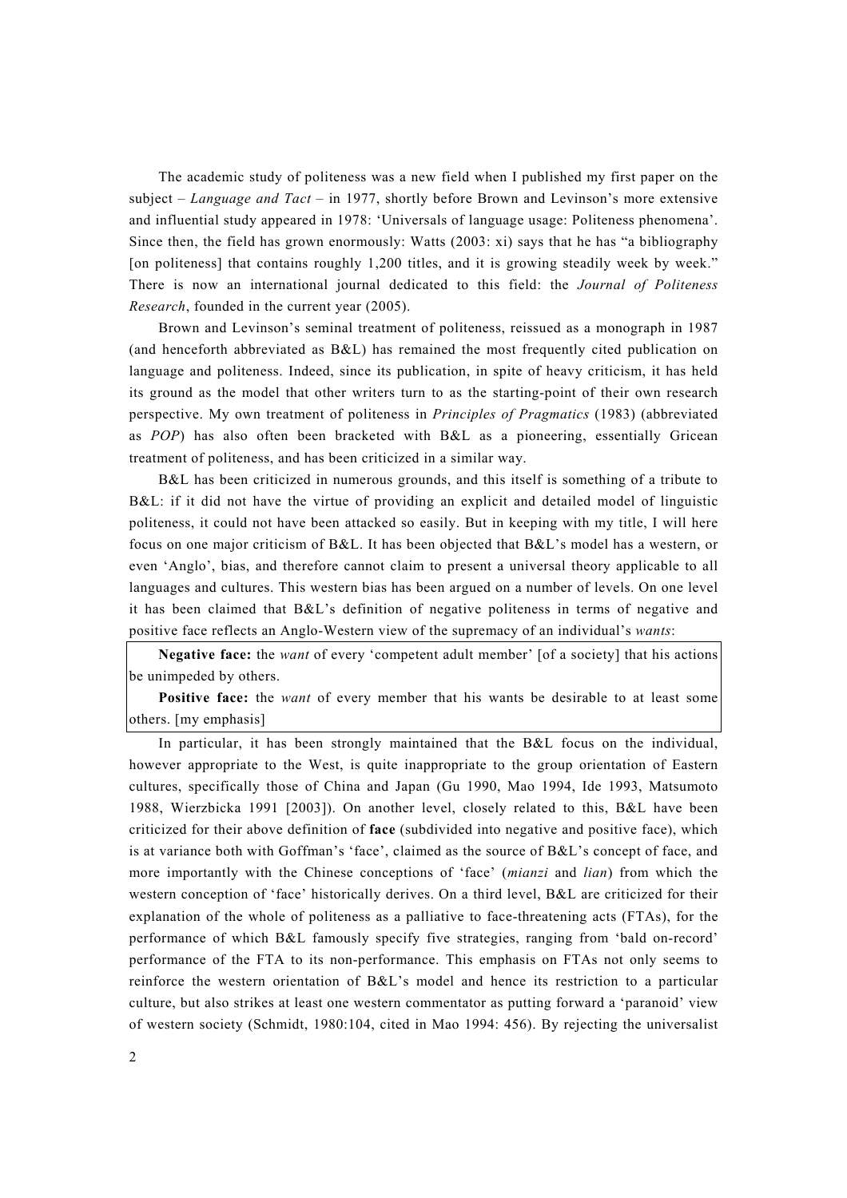The academic study of politeness was a new field when I published my first paper on the subject – *Language and Tact* – in 1977, shortly before Brown and Levinson's more extensive and influential study appeared in 1978: 'Universals of language usage: Politeness phenomena'. Since then, the field has grown enormously: Watts (2003: xi) says that he has "a bibliography [on politeness] that contains roughly 1,200 titles, and it is growing steadily week by week." There is now an international journal dedicated to this field: the *Journal of Politeness Research*, founded in the current year (2005).

Brown and Levinson's seminal treatment of politeness, reissued as a monograph in 1987 (and henceforth abbreviated as B&L) has remained the most frequently cited publication on language and politeness. Indeed, since its publication, in spite of heavy criticism, it has held its ground as the model that other writers turn to as the starting-point of their own research perspective. My own treatment of politeness in *Principles of Pragmatics* (1983) (abbreviated as *POP*) has also often been bracketed with B&L as a pioneering, essentially Gricean treatment of politeness, and has been criticized in a similar way.

B&L has been criticized in numerous grounds, and this itself is something of a tribute to B&L: if it did not have the virtue of providing an explicit and detailed model of linguistic politeness, it could not have been attacked so easily. But in keeping with my title, I will here focus on one major criticism of B&L. It has been objected that B&L's model has a western, or even 'Anglo', bias, and therefore cannot claim to present a universal theory applicable to all languages and cultures. This western bias has been argued on a number of levels. On one level it has been claimed that B&L's definition of negative politeness in terms of negative and positive face reflects an Anglo-Western view of the supremacy of an individual's *wants*:

> **Negative face:** the *want* of every 'competent adult member' [of a society] that his actions be unimpeded by others.
>
> **Positive face:** the *want* of every member that his wants be desirable to at least some others. [my emphasis]

In particular, it has been strongly maintained that the B&L focus on the individual, however appropriate to the West, is quite inappropriate to the group orientation of Eastern cultures, specifically those of China and Japan (Gu 1990, Mao 1994, Ide 1993, Matsumoto 1988, Wierzbicka 1991 [2003]). On another level, closely related to this, B&L have been criticized for their above definition of **face** (subdivided into negative and positive face), which is at variance both with Goffman's 'face', claimed as the source of B&L's concept of face, and more importantly with the Chinese conceptions of 'face' (*mianzi* and *lian*) from which the western conception of 'face' historically derives. On a third level, B&L are criticized for their explanation of the whole of politeness as a palliative to face-threatening acts (FTAs), for the performance of which B&L famously specify five strategies, ranging from 'bald on-record' performance of the FTA to its non-performance. This emphasis on FTAs not only seems to reinforce the western orientation of B&L's model and hence its restriction to a particular culture, but also strikes at least one western commentator as putting forward a 'paranoid' view of western society (Schmidt, 1980:104, cited in Mao 1994: 456). By rejecting the universalist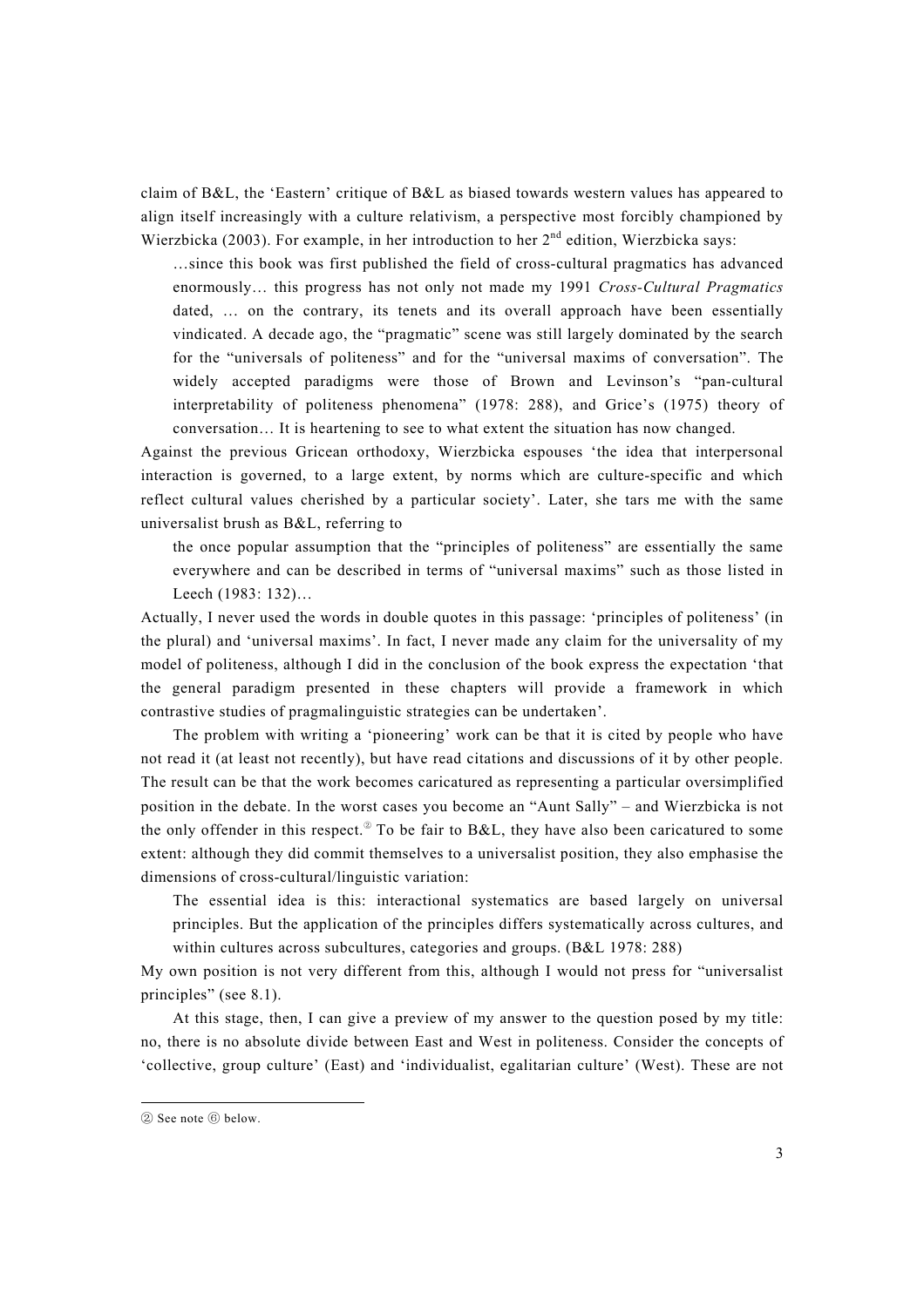claim of B&L, the 'Eastern' critique of B&L as biased towards western values has appeared to align itself increasingly with a culture relativism, a perspective most forcibly championed by Wierzbicka (2003). For example, in her introduction to her 2nd edition, Wierzbicka says:

> …since this book was first published the field of cross-cultural pragmatics has advanced enormously… this progress has not only not made my 1991 *Cross-Cultural Pragmatics* dated, … on the contrary, its tenets and its overall approach have been essentially vindicated. A decade ago, the "pragmatic" scene was still largely dominated by the search for the "universals of politeness" and for the "universal maxims of conversation". The widely accepted paradigms were those of Brown and Levinson's "pan-cultural interpretability of politeness phenomena" (1978: 288), and Grice's (1975) theory of conversation… It is heartening to see to what extent the situation has now changed.

Against the previous Gricean orthodoxy, Wierzbicka espouses 'the idea that interpersonal interaction is governed, to a large extent, by norms which are culture-specific and which reflect cultural values cherished by a particular society'. Later, she tars me with the same universalist brush as B&L, referring to

> the once popular assumption that the "principles of politeness" are essentially the same everywhere and can be described in terms of "universal maxims" such as those listed in Leech (1983: 132)…

Actually, I never used the words in double quotes in this passage: 'principles of politeness' (in the plural) and 'universal maxims'. In fact, I never made any claim for the universality of my model of politeness, although I did in the conclusion of the book express the expectation 'that the general paradigm presented in these chapters will provide a framework in which contrastive studies of pragmalinguistic strategies can be undertaken'.

The problem with writing a 'pioneering' work can be that it is cited by people who have not read it (at least not recently), but have read citations and discussions of it by other people. The result can be that the work becomes caricatured as representing a particular oversimplified position in the debate. In the worst cases you become an "Aunt Sally" – and Wierzbicka is not the only offender in this respect.[②] To be fair to B&L, they have also been caricatured to some extent: although they did commit themselves to a universalist position, they also emphasise the dimensions of cross-cultural/linguistic variation:

> The essential idea is this: interactional systematics are based largely on universal principles. But the application of the principles differs systematically across cultures, and within cultures across subcultures, categories and groups. (B&L 1978: 288)

My own position is not very different from this, although I would not press for "universalist principles" (see 8.1).

At this stage, then, I can give a preview of my answer to the question posed by my title: no, there is no absolute divide between East and West in politeness. Consider the concepts of 'collective, group culture' (East) and 'individualist, egalitarian culture' (West). These are not

---

② See note ⑥ below.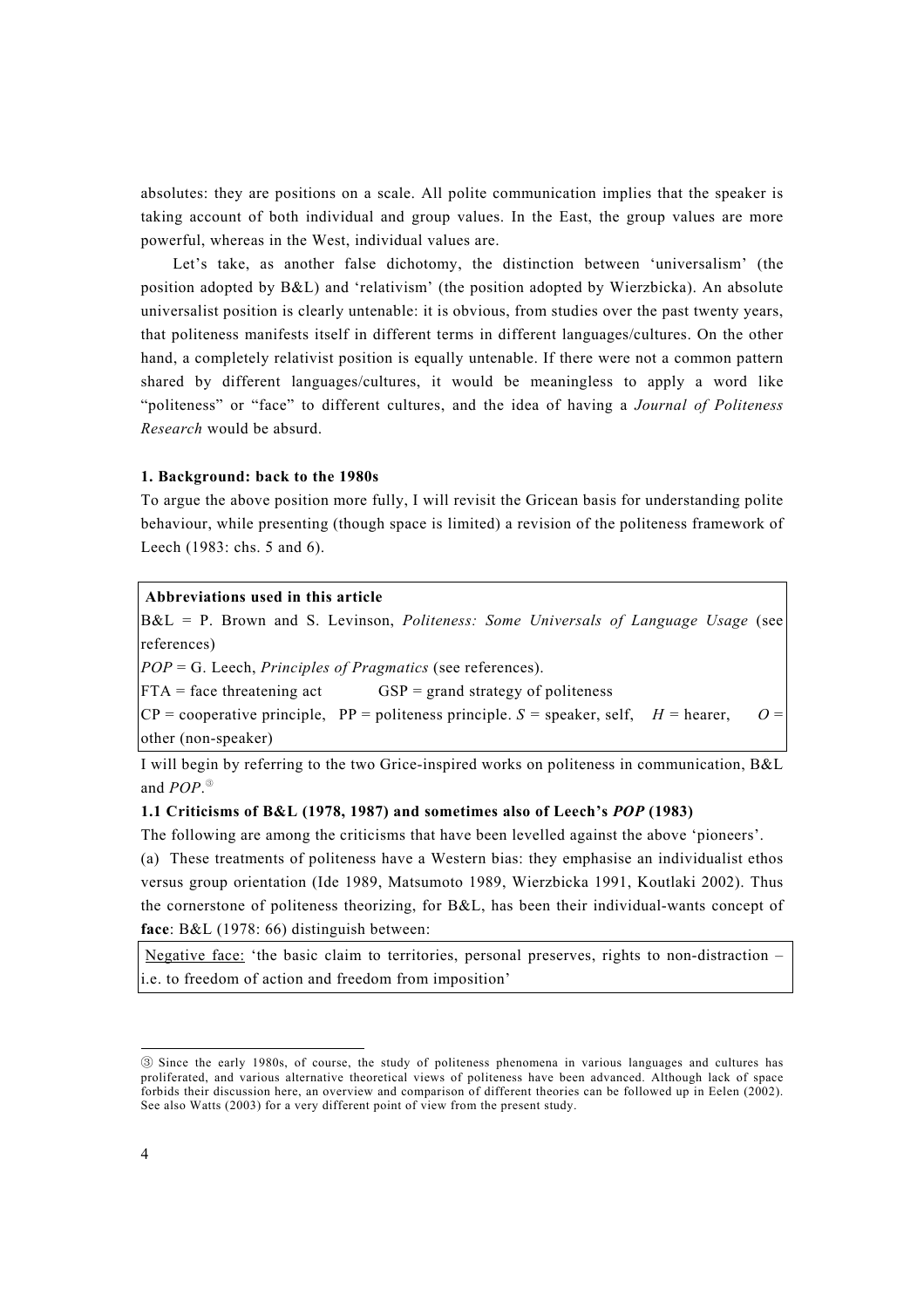absolutes: they are positions on a scale. All polite communication implies that the speaker is taking account of both individual and group values. In the East, the group values are more powerful, whereas in the West, individual values are.

Let's take, as another false dichotomy, the distinction between 'universalism' (the position adopted by B&L) and 'relativism' (the position adopted by Wierzbicka). An absolute universalist position is clearly untenable: it is obvious, from studies over the past twenty years, that politeness manifests itself in different terms in different languages/cultures. On the other hand, a completely relativist position is equally untenable. If there were not a common pattern shared by different languages/cultures, it would be meaningless to apply a word like "politeness" or "face" to different cultures, and the idea of having a *Journal of Politeness Research* would be absurd.

### 1. Background: back to the 1980s

To argue the above position more fully, I will revisit the Gricean basis for understanding polite behaviour, while presenting (though space is limited) a revision of the politeness framework of Leech (1983: chs. 5 and 6).

**Abbreviations used in this article**

B&L = P. Brown and S. Levinson, *Politeness: Some Universals of Language Usage* (see references)

*POP* = G. Leech, *Principles of Pragmatics* (see references).

FTA = face threatening act  GSP = grand strategy of politeness

CP = cooperative principle, PP = politeness principle. *S* = speaker, self, *H* = hearer, *O* = other (non-speaker)

I will begin by referring to the two Grice-inspired works on politeness in communication, B&L and *POP*.[3]

#### 1.1 Criticisms of B&L (1978, 1987) and sometimes also of Leech's *POP* (1983)

The following are among the criticisms that have been levelled against the above 'pioneers'.

(a) These treatments of politeness have a Western bias: they emphasise an individualist ethos versus group orientation (Ide 1989, Matsumoto 1989, Wierzbicka 1991, Koutlaki 2002). Thus the cornerstone of politeness theorizing, for B&L, has been their individual-wants concept of **face**: B&L (1978: 66) distinguish between:

Negative face: 'the basic claim to territories, personal preserves, rights to non-distraction – i.e. to freedom of action and freedom from imposition'

[3] Since the early 1980s, of course, the study of politeness phenomena in various languages and cultures has proliferated, and various alternative theoretical views of politeness have been advanced. Although lack of space forbids their discussion here, an overview and comparison of different theories can be followed up in Eelen (2002). See also Watts (2003) for a very different point of view from the present study.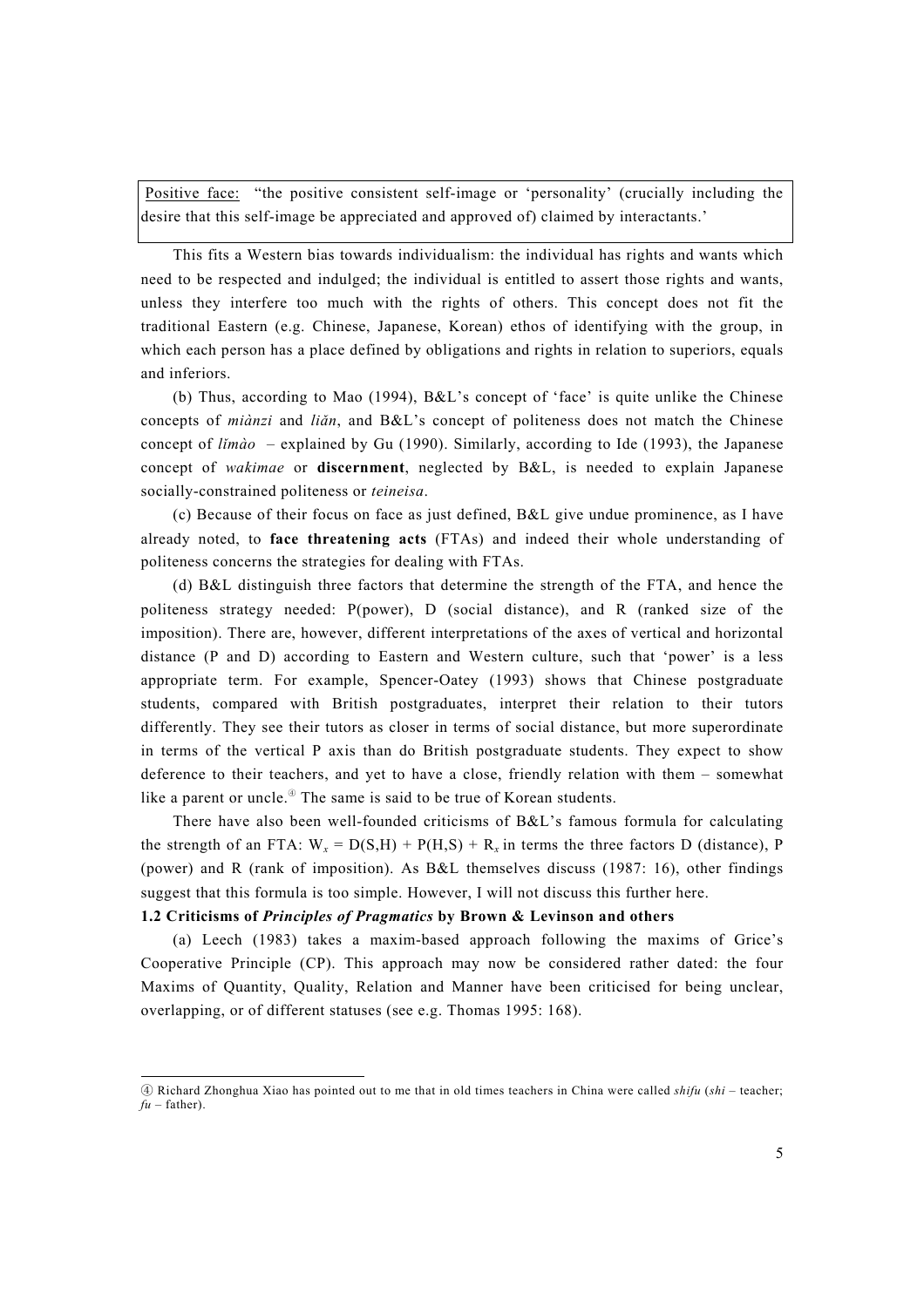Positive face: "the positive consistent self-image or 'personality' (crucially including the desire that this self-image be appreciated and approved of) claimed by interactants.'

This fits a Western bias towards individualism: the individual has rights and wants which need to be respected and indulged; the individual is entitled to assert those rights and wants, unless they interfere too much with the rights of others. This concept does not fit the traditional Eastern (e.g. Chinese, Japanese, Korean) ethos of identifying with the group, in which each person has a place defined by obligations and rights in relation to superiors, equals and inferiors.

(b) Thus, according to Mao (1994), B&L's concept of 'face' is quite unlike the Chinese concepts of *miànzi* and *liǎn*, and B&L's concept of politeness does not match the Chinese concept of *lǐmào* – explained by Gu (1990). Similarly, according to Ide (1993), the Japanese concept of *wakimae* or **discernment**, neglected by B&L, is needed to explain Japanese socially-constrained politeness or *teineisa*.

(c) Because of their focus on face as just defined, B&L give undue prominence, as I have already noted, to **face threatening acts** (FTAs) and indeed their whole understanding of politeness concerns the strategies for dealing with FTAs.

(d) B&L distinguish three factors that determine the strength of the FTA, and hence the politeness strategy needed: P(power), D (social distance), and R (ranked size of the imposition). There are, however, different interpretations of the axes of vertical and horizontal distance (P and D) according to Eastern and Western culture, such that 'power' is a less appropriate term. For example, Spencer-Oatey (1993) shows that Chinese postgraduate students, compared with British postgraduates, interpret their relation to their tutors differently. They see their tutors as closer in terms of social distance, but more superordinate in terms of the vertical P axis than do British postgraduate students. They expect to show deference to their teachers, and yet to have a close, friendly relation with them – somewhat like a parent or uncle.[4] The same is said to be true of Korean students.

There have also been well-founded criticisms of B&L's famous formula for calculating the strength of an FTA: $W_x = D(S,H) + P(H,S) + R_x$ in terms the three factors D (distance), P (power) and R (rank of imposition). As B&L themselves discuss (1987: 16), other findings suggest that this formula is too simple. However, I will not discuss this further here.

### 1.2 Criticisms of *Principles of Pragmatics* by Brown & Levinson and others

(a) Leech (1983) takes a maxim-based approach following the maxims of Grice's Cooperative Principle (CP). This approach may now be considered rather dated: the four Maxims of Quantity, Quality, Relation and Manner have been criticised for being unclear, overlapping, or of different statuses (see e.g. Thomas 1995: 168).

---

④ Richard Zhonghua Xiao has pointed out to me that in old times teachers in China were called *shifu* (*shi* – teacher; *fu* – father).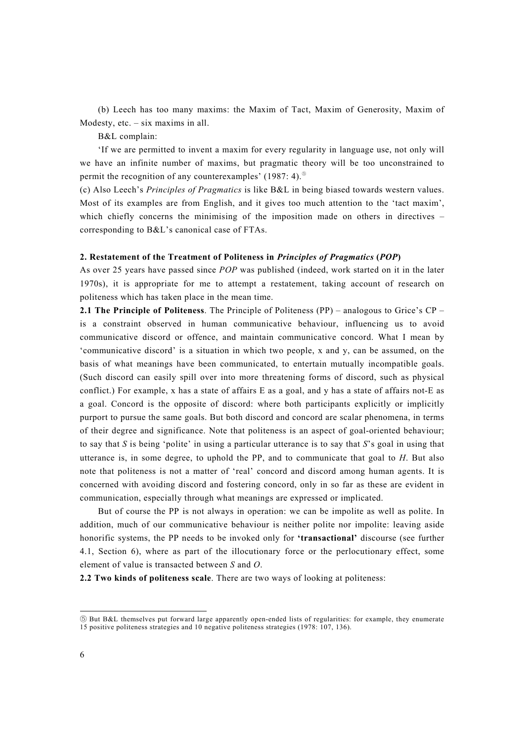(b) Leech has too many maxims: the Maxim of Tact, Maxim of Generosity, Maxim of Modesty, etc. – six maxims in all.

B&L complain:

'If we are permitted to invent a maxim for every regularity in language use, not only will we have an infinite number of maxims, but pragmatic theory will be too unconstrained to permit the recognition of any counterexamples' (1987: 4).[5]

(c) Also Leech's *Principles of Pragmatics* is like B&L in being biased towards western values. Most of its examples are from English, and it gives too much attention to the 'tact maxim', which chiefly concerns the minimising of the imposition made on others in directives – corresponding to B&L's canonical case of FTAs.

## 2. Restatement of the Treatment of Politeness in *Principles of Pragmatics* (*POP*)

As over 25 years have passed since *POP* was published (indeed, work started on it in the later 1970s), it is appropriate for me to attempt a restatement, taking account of research on politeness which has taken place in the mean time.

**2.1 The Principle of Politeness**. The Principle of Politeness (PP) – analogous to Grice's CP – is a constraint observed in human communicative behaviour, influencing us to avoid communicative discord or offence, and maintain communicative concord. What I mean by 'communicative discord' is a situation in which two people, x and y, can be assumed, on the basis of what meanings have been communicated, to entertain mutually incompatible goals. (Such discord can easily spill over into more threatening forms of discord, such as physical conflict.) For example, x has a state of affairs E as a goal, and y has a state of affairs not-E as a goal. Concord is the opposite of discord: where both participants explicitly or implicitly purport to pursue the same goals. But both discord and concord are scalar phenomena, in terms of their degree and significance. Note that politeness is an aspect of goal-oriented behaviour; to say that *S* is being 'polite' in using a particular utterance is to say that *S*'s goal in using that utterance is, in some degree, to uphold the PP, and to communicate that goal to *H*. But also note that politeness is not a matter of 'real' concord and discord among human agents. It is concerned with avoiding discord and fostering concord, only in so far as these are evident in communication, especially through what meanings are expressed or implicated.

But of course the PP is not always in operation: we can be impolite as well as polite. In addition, much of our communicative behaviour is neither polite nor impolite: leaving aside honorific systems, the PP needs to be invoked only for **'transactional'** discourse (see further 4.1, Section 6), where as part of the illocutionary force or the perlocutionary effect, some element of value is transacted between *S* and *O*.

**2.2 Two kinds of politeness scale**. There are two ways of looking at politeness:

---

[5] But B&L themselves put forward large apparently open-ended lists of regularities: for example, they enumerate 15 positive politeness strategies and 10 negative politeness strategies (1978: 107, 136).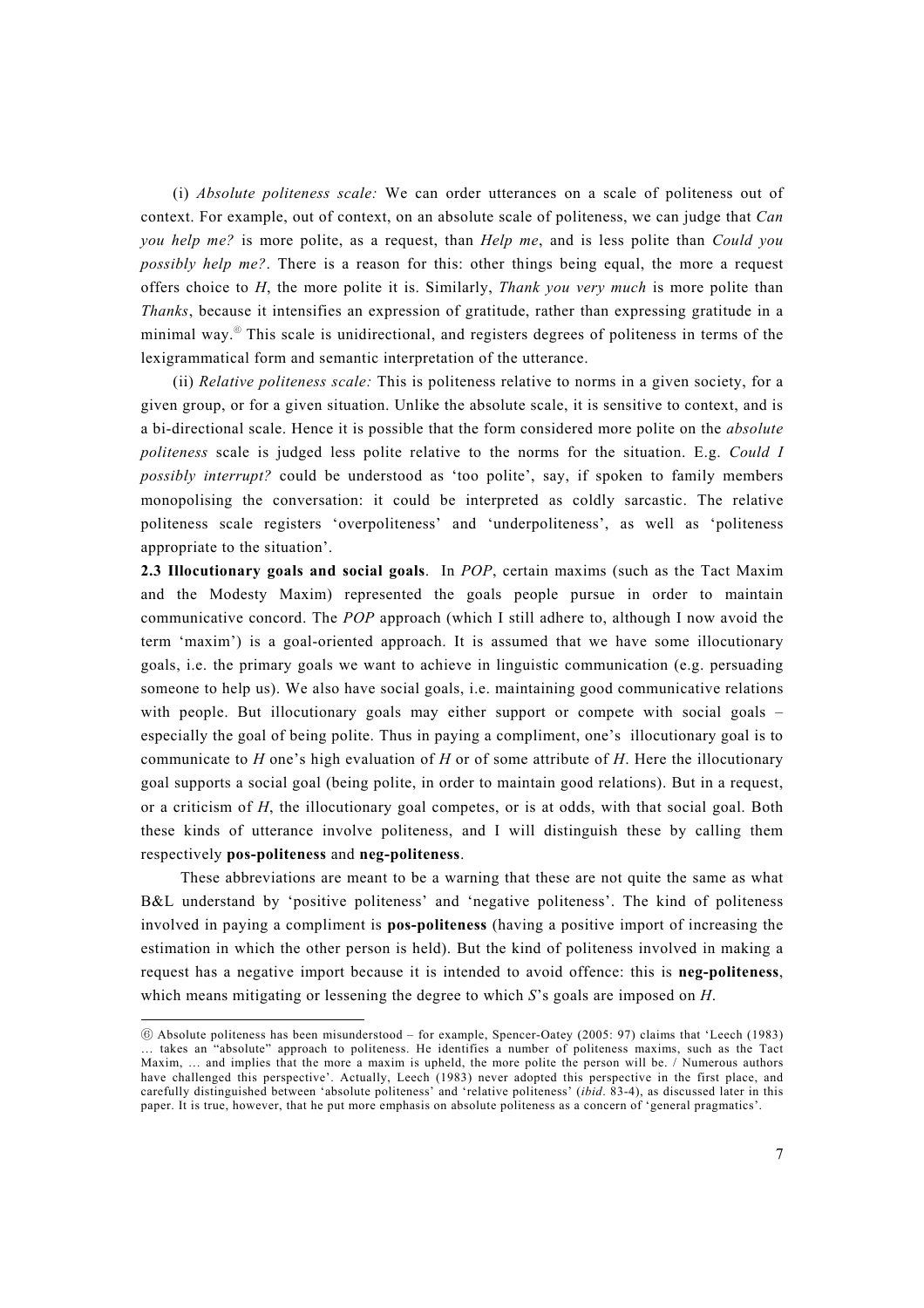(i) *Absolute politeness scale:* We can order utterances on a scale of politeness out of context. For example, out of context, on an absolute scale of politeness, we can judge that *Can you help me?* is more polite, as a request, than *Help me*, and is less polite than *Could you possibly help me?*. There is a reason for this: other things being equal, the more a request offers choice to *H*, the more polite it is. Similarly, *Thank you very much* is more polite than *Thanks*, because it intensifies an expression of gratitude, rather than expressing gratitude in a minimal way.[6] This scale is unidirectional, and registers degrees of politeness in terms of the lexigrammatical form and semantic interpretation of the utterance.

(ii) *Relative politeness scale:* This is politeness relative to norms in a given society, for a given group, or for a given situation. Unlike the absolute scale, it is sensitive to context, and is a bi-directional scale. Hence it is possible that the form considered more polite on the *absolute politeness* scale is judged less polite relative to the norms for the situation. E.g. *Could I possibly interrupt?* could be understood as 'too polite', say, if spoken to family members monopolising the conversation: it could be interpreted as coldly sarcastic. The relative politeness scale registers 'overpoliteness' and 'underpoliteness', as well as 'politeness appropriate to the situation'.

**2.3 Illocutionary goals and social goals**. In *POP*, certain maxims (such as the Tact Maxim and the Modesty Maxim) represented the goals people pursue in order to maintain communicative concord. The *POP* approach (which I still adhere to, although I now avoid the term 'maxim') is a goal-oriented approach. It is assumed that we have some illocutionary goals, i.e. the primary goals we want to achieve in linguistic communication (e.g. persuading someone to help us). We also have social goals, i.e. maintaining good communicative relations with people. But illocutionary goals may either support or compete with social goals – especially the goal of being polite. Thus in paying a compliment, one's illocutionary goal is to communicate to *H* one's high evaluation of *H* or of some attribute of *H*. Here the illocutionary goal supports a social goal (being polite, in order to maintain good relations). But in a request, or a criticism of *H*, the illocutionary goal competes, or is at odds, with that social goal. Both these kinds of utterance involve politeness, and I will distinguish these by calling them respectively **pos-politeness** and **neg-politeness**.

These abbreviations are meant to be a warning that these are not quite the same as what B&L understand by 'positive politeness' and 'negative politeness'. The kind of politeness involved in paying a compliment is **pos-politeness** (having a positive import of increasing the estimation in which the other person is held). But the kind of politeness involved in making a request has a negative import because it is intended to avoid offence: this is **neg-politeness**, which means mitigating or lessening the degree to which *S*'s goals are imposed on *H*.

---

[6] Absolute politeness has been misunderstood – for example, Spencer-Oatey (2005: 97) claims that 'Leech (1983) … takes an "absolute" approach to politeness. He identifies a number of politeness maxims, such as the Tact Maxim, … and implies that the more a maxim is upheld, the more polite the person will be. / Numerous authors have challenged this perspective'. Actually, Leech (1983) never adopted this perspective in the first place, and carefully distinguished between 'absolute politeness' and 'relative politeness' (*ibid*. 83-4), as discussed later in this paper. It is true, however, that he put more emphasis on absolute politeness as a concern of 'general pragmatics'.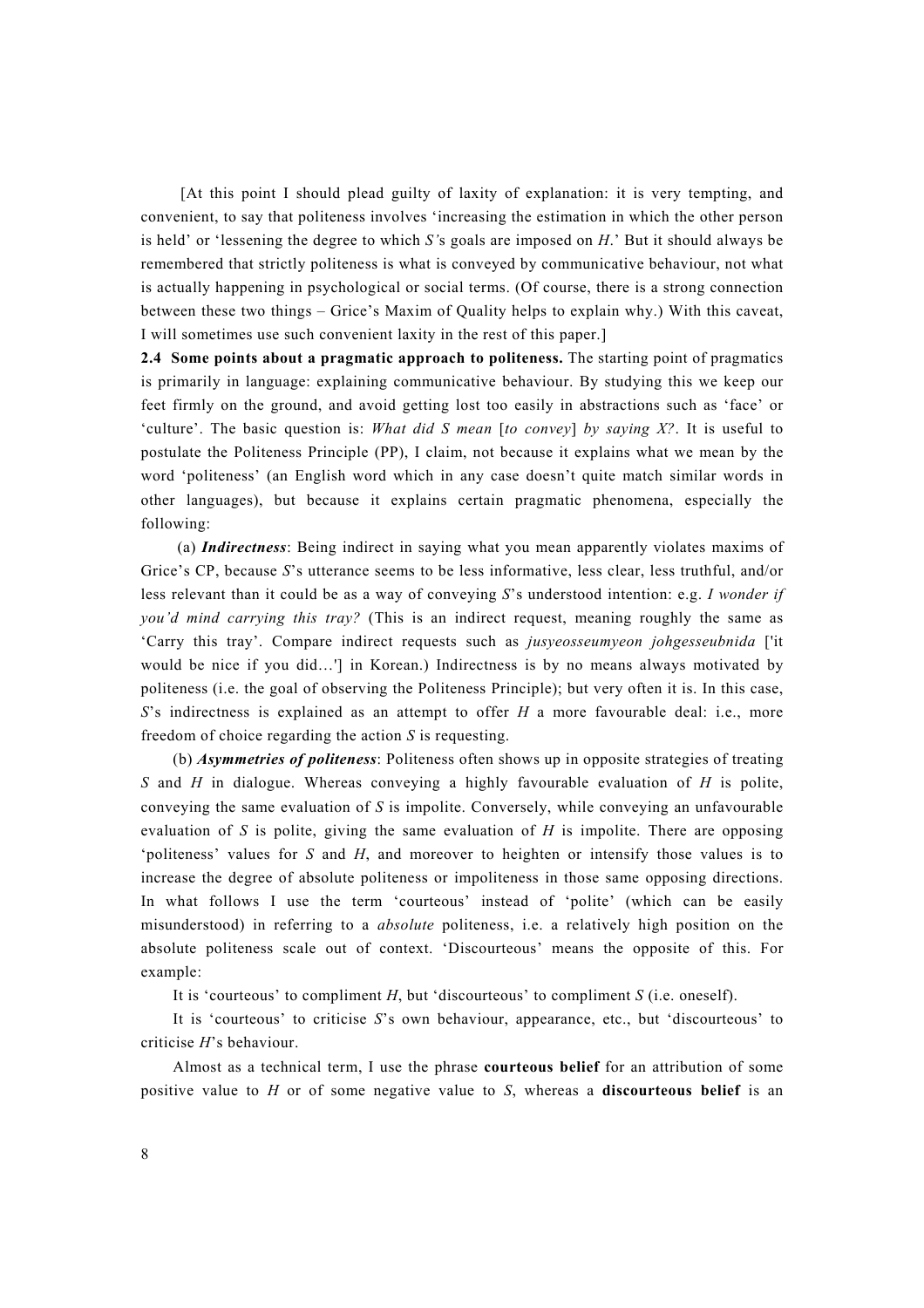[At this point I should plead guilty of laxity of explanation: it is very tempting, and convenient, to say that politeness involves 'increasing the estimation in which the other person is held' or 'lessening the degree to which *S'*s goals are imposed on *H*.' But it should always be remembered that strictly politeness is what is conveyed by communicative behaviour, not what is actually happening in psychological or social terms. (Of course, there is a strong connection between these two things – Grice's Maxim of Quality helps to explain why.) With this caveat, I will sometimes use such convenient laxity in the rest of this paper.]

**2.4 Some points about a pragmatic approach to politeness.** The starting point of pragmatics is primarily in language: explaining communicative behaviour. By studying this we keep our feet firmly on the ground, and avoid getting lost too easily in abstractions such as 'face' or 'culture'. The basic question is: *What did S mean* [*to convey*] *by saying X?*. It is useful to postulate the Politeness Principle (PP), I claim, not because it explains what we mean by the word 'politeness' (an English word which in any case doesn't quite match similar words in other languages), but because it explains certain pragmatic phenomena, especially the following:

(a) ***Indirectness***: Being indirect in saying what you mean apparently violates maxims of Grice's CP, because *S*'s utterance seems to be less informative, less clear, less truthful, and/or less relevant than it could be as a way of conveying *S*'s understood intention: e.g. *I wonder if you'd mind carrying this tray?* (This is an indirect request, meaning roughly the same as 'Carry this tray'. Compare indirect requests such as *jusyeosseumyeon johgesseubnida* ['it would be nice if you did…'] in Korean.) Indirectness is by no means always motivated by politeness (i.e. the goal of observing the Politeness Principle); but very often it is. In this case, *S*'s indirectness is explained as an attempt to offer *H* a more favourable deal: i.e., more freedom of choice regarding the action *S* is requesting.

(b) ***Asymmetries of politeness***: Politeness often shows up in opposite strategies of treating *S* and *H* in dialogue. Whereas conveying a highly favourable evaluation of *H* is polite, conveying the same evaluation of *S* is impolite. Conversely, while conveying an unfavourable evaluation of *S* is polite, giving the same evaluation of *H* is impolite. There are opposing 'politeness' values for *S* and *H*, and moreover to heighten or intensify those values is to increase the degree of absolute politeness or impoliteness in those same opposing directions. In what follows I use the term 'courteous' instead of 'polite' (which can be easily misunderstood) in referring to a *absolute* politeness, i.e. a relatively high position on the absolute politeness scale out of context. 'Discourteous' means the opposite of this. For example:

It is 'courteous' to compliment *H*, but 'discourteous' to compliment *S* (i.e. oneself).

It is 'courteous' to criticise *S*'s own behaviour, appearance, etc., but 'discourteous' to criticise *H*'s behaviour.

Almost as a technical term, I use the phrase **courteous belief** for an attribution of some positive value to *H* or of some negative value to *S*, whereas a **discourteous belief** is an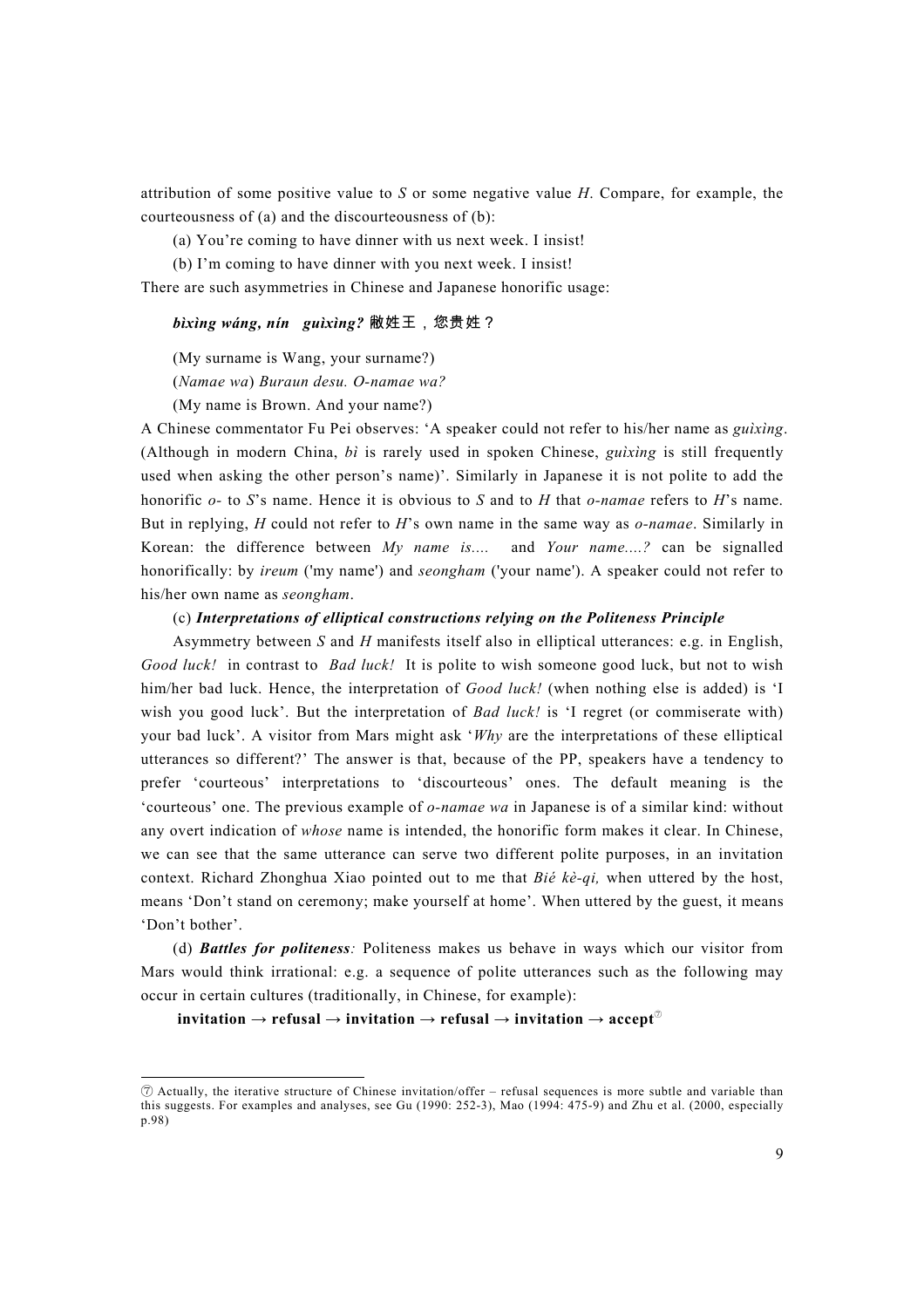attribution of some positive value to *S* or some negative value *H*. Compare, for example, the courteousness of (a) and the discourteousness of (b):

(a) You're coming to have dinner with us next week. I insist!

(b) I'm coming to have dinner with you next week. I insist!

There are such asymmetries in Chinese and Japanese honorific usage:

***bìxìng wáng, nín guìxìng?* 敝姓王，您贵姓？**

(My surname is Wang, your surname?)

(*Namae wa*) *Buraun desu. O-namae wa?*

(My name is Brown. And your name?)

A Chinese commentator Fu Pei observes: 'A speaker could not refer to his/her name as *guìxìng*. (Although in modern China, *bì* is rarely used in spoken Chinese, *guìxìng* is still frequently used when asking the other person's name)'. Similarly in Japanese it is not polite to add the honorific *o-* to *S*'s name. Hence it is obvious to *S* and to *H* that *o-namae* refers to *H*'s name. But in replying, *H* could not refer to *H*'s own name in the same way as *o-namae*. Similarly in Korean: the difference between *My name is....* and *Your name....?* can be signalled honorifically: by *ireum* ('my name') and *seongham* ('your name'). A speaker could not refer to his/her own name as *seongham*.

(c) ***Interpretations of elliptical constructions relying on the Politeness Principle***

Asymmetry between *S* and *H* manifests itself also in elliptical utterances: e.g. in English, *Good luck!* in contrast to *Bad luck!* It is polite to wish someone good luck, but not to wish him/her bad luck. Hence, the interpretation of *Good luck!* (when nothing else is added) is 'I wish you good luck'. But the interpretation of *Bad luck!* is 'I regret (or commiserate with) your bad luck'. A visitor from Mars might ask '*Why* are the interpretations of these elliptical utterances so different?' The answer is that, because of the PP, speakers have a tendency to prefer 'courteous' interpretations to 'discourteous' ones. The default meaning is the 'courteous' one. The previous example of *o-namae wa* in Japanese is of a similar kind: without any overt indication of *whose* name is intended, the honorific form makes it clear. In Chinese, we can see that the same utterance can serve two different polite purposes, in an invitation context. Richard Zhonghua Xiao pointed out to me that *Bié kè-qi,* when uttered by the host, means 'Don't stand on ceremony; make yourself at home'. When uttered by the guest, it means 'Don't bother'.

(d) ***Battles for politeness****:* Politeness makes us behave in ways which our visitor from Mars would think irrational: e.g. a sequence of polite utterances such as the following may occur in certain cultures (traditionally, in Chinese, for example):

**invitation → refusal → invitation → refusal → invitation → accept**[7]

---

[7] Actually, the iterative structure of Chinese invitation/offer – refusal sequences is more subtle and variable than this suggests. For examples and analyses, see Gu (1990: 252-3), Mao (1994: 475-9) and Zhu et al. (2000, especially p.98)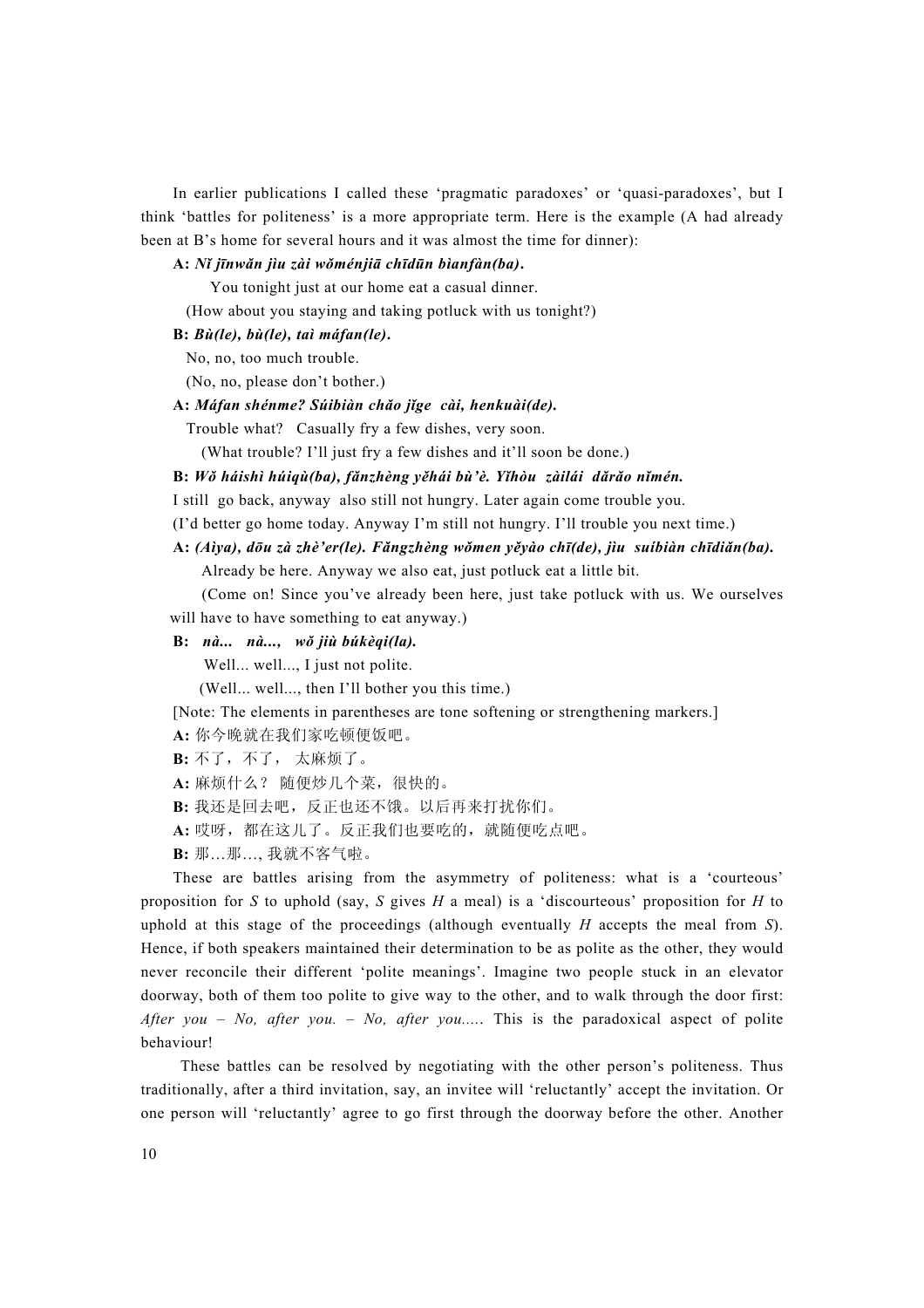In earlier publications I called these 'pragmatic paradoxes' or 'quasi-paradoxes', but I think 'battles for politeness' is a more appropriate term. Here is the example (A had already been at B's home for several hours and it was almost the time for dinner):

**A:** ***Nǐ jīnwǎn jìu zài wǒménjiā chīdūn bìanfàn(ba).***

You tonight just at our home eat a casual dinner.

(How about you staying and taking potluck with us tonight?)

**B:** ***Bù(le), bù(le), taì máfan(le).***

No, no, too much trouble.

(No, no, please don't bother.)

**A:** ***Máfan shénme? Súibiàn chǎo jǐge cài, henkuài(de).***

Trouble what? Casually fry a few dishes, very soon.

(What trouble? I'll just fry a few dishes and it'll soon be done.)

**B:** ***Wǒ háishì húiqù(ba), fǎnzhèng yěhái bù'è. Yǐhòu zàilái dǎrǎo nǐmén.***

I still go back, anyway also still not hungry. Later again come trouble you.

(I'd better go home today. Anyway I'm still not hungry. I'll trouble you next time.)

**A:** ***(Aìya), dōu zà zhè'er(le). Fǎngzhèng wǒmen yěyào chī(de), jìu suíbiàn chīdiǎn(ba).***

Already be here. Anyway we also eat, just potluck eat a little bit.

(Come on! Since you've already been here, just take potluck with us. We ourselves will have to have something to eat anyway.)

**B:** ***nà... nà..., wǒ jiù búkèqi(la).***

Well... well..., I just not polite.

(Well... well..., then I'll bother you this time.)

[Note: The elements in parentheses are tone softening or strengthening markers.]

**A:** 你今晚就在我们家吃顿便饭吧。

**B:** 不了，不了， 太麻烦了。

**A:** 麻烦什么？ 随便炒几个菜，很快的。

**B:** 我还是回去吧，反正也还不饿。以后再来打扰你们。

**A:** 哎呀，都在这儿了。反正我们也要吃的，就随便吃点吧。

**B:** 那…那…, 我就不客气啦。

These are battles arising from the asymmetry of politeness: what is a 'courteous' proposition for *S* to uphold (say, *S* gives *H* a meal) is a 'discourteous' proposition for *H* to uphold at this stage of the proceedings (although eventually *H* accepts the meal from *S*). Hence, if both speakers maintained their determination to be as polite as the other, they would never reconcile their different 'polite meanings'. Imagine two people stuck in an elevator doorway, both of them too polite to give way to the other, and to walk through the door first: *After you – No, after you. – No, after you.....* This is the paradoxical aspect of polite behaviour!

These battles can be resolved by negotiating with the other person's politeness. Thus traditionally, after a third invitation, say, an invitee will 'reluctantly' accept the invitation. Or one person will 'reluctantly' agree to go first through the doorway before the other. Another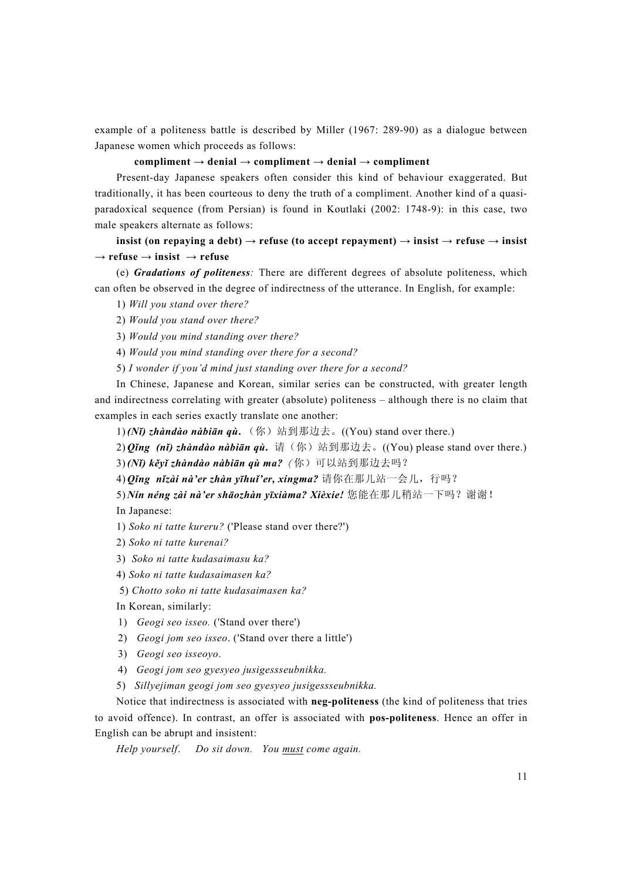example of a politeness battle is described by Miller (1967: 289-90) as a dialogue between Japanese women which proceeds as follows:

**compliment → denial → compliment → denial → compliment**

Present-day Japanese speakers often consider this kind of behaviour exaggerated. But traditionally, it has been courteous to deny the truth of a compliment. Another kind of a quasi-paradoxical sequence (from Persian) is found in Koutlaki (2002: 1748-9): in this case, two male speakers alternate as follows:

**insist (on repaying a debt) → refuse (to accept repayment) → insist → refuse → insist → refuse → insist → refuse**

(e) ***Gradations of politeness****:* There are different degrees of absolute politeness, which can often be observed in the degree of indirectness of the utterance. In English, for example:

1) *Will you stand over there?*

2) *Would you stand over there?*

3) *Would you mind standing over there?*

4) *Would you mind standing over there for a second?*

5) *I wonder if you'd mind just standing over there for a second?*

In Chinese, Japanese and Korean, similar series can be constructed, with greater length and indirectness correlating with greater (absolute) politeness – although there is no claim that examples in each series exactly translate one another:

1) ***(Nǐ) zhàndào nàbiān qù.*** （你）站到那边去。((You) stand over there.)

2) ***Qǐng (nǐ) zhàndào nàbiān qù.*** 请（你）站到那边去。((You) please stand over there.)

3) ***(Nǐ) kěyǐ zhàndào nàbiān qù ma?*** （你）可以站到那边去吗？

4) ***Qǐng nǐzài nà'er zhàn yīhuǐ'er, xíngma?*** 请你在那儿站一会儿，行吗？

5) ***Nín néng zài nà'er shāozhàn yīxiàma? Xièxie!*** 您能在那儿稍站一下吗？谢谢！

In Japanese:

1) *Soko ni tatte kureru?* ('Please stand over there?')

2) *Soko ni tatte kurenai?*

3) *Soko ni tatte kudasaimasu ka?*

4) *Soko ni tatte kudasaimasen ka?*

5) *Chotto soko ni tatte kudasaimasen ka?*

In Korean, similarly:

1) *Geogi seo isseo.* ('Stand over there')

2) *Geogi jom seo isseo*. ('Stand over there a little')

3) *Geogi seo isseoyo*.

4) *Geogi jom seo gyesyeo jusigessseubnikka.*

5) *Sillyejiman geogi jom seo gyesyeo jusigessseubnikka.*

Notice that indirectness is associated with **neg-politeness** (the kind of politeness that tries to avoid offence). In contrast, an offer is associated with **pos-politeness**. Hence an offer in English can be abrupt and insistent:

*Help yourself*. *Do sit down*. *You <u>must</u> come again.*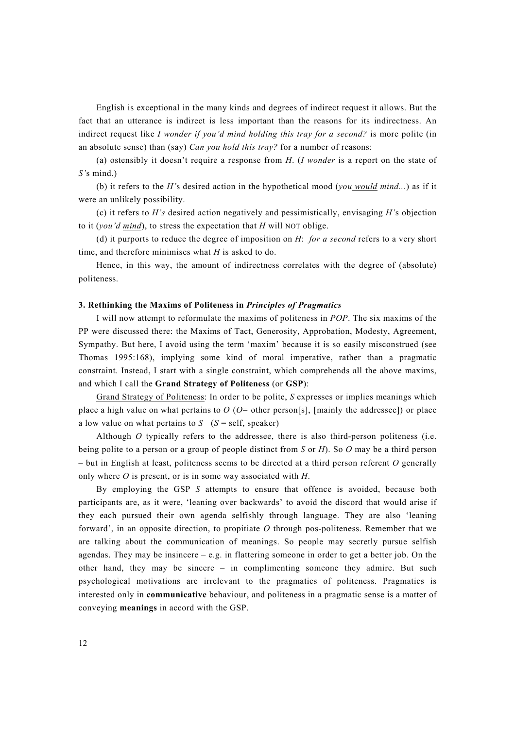English is exceptional in the many kinds and degrees of indirect request it allows. But the fact that an utterance is indirect is less important than the reasons for its indirectness. An indirect request like *I wonder if you'd mind holding this tray for a second?* is more polite (in an absolute sense) than (say) *Can you hold this tray?* for a number of reasons:

(a) ostensibly it doesn't require a response from *H*. (*I wonder* is a report on the state of *S'*s mind.)

(b) it refers to the *H'*s desired action in the hypothetical mood (*you would mind...*) as if it were an unlikely possibility.

(c) it refers to *H's* desired action negatively and pessimistically, envisaging *H'*s objection to it (*you'd mind*), to stress the expectation that *H* will NOT oblige.

(d) it purports to reduce the degree of imposition on *H*: *for a second* refers to a very short time, and therefore minimises what *H* is asked to do.

Hence, in this way, the amount of indirectness correlates with the degree of (absolute) politeness.

### 3. Rethinking the Maxims of Politeness in *Principles of Pragmatics*

I will now attempt to reformulate the maxims of politeness in *POP*. The six maxims of the PP were discussed there: the Maxims of Tact, Generosity, Approbation, Modesty, Agreement, Sympathy. But here, I avoid using the term 'maxim' because it is so easily misconstrued (see Thomas 1995:168), implying some kind of moral imperative, rather than a pragmatic constraint. Instead, I start with a single constraint, which comprehends all the above maxims, and which I call the **Grand Strategy of Politeness** (or **GSP**):

Grand Strategy of Politeness: In order to be polite, *S* expresses or implies meanings which place a high value on what pertains to *O* (*O*= other person[s], [mainly the addressee]) or place a low value on what pertains to *S* (*S* = self, speaker)

Although *O* typically refers to the addressee, there is also third-person politeness (i.e. being polite to a person or a group of people distinct from *S* or *H*). So *O* may be a third person – but in English at least, politeness seems to be directed at a third person referent *O* generally only where *O* is present, or is in some way associated with *H*.

By employing the GSP *S* attempts to ensure that offence is avoided, because both participants are, as it were, 'leaning over backwards' to avoid the discord that would arise if they each pursued their own agenda selfishly through language. They are also 'leaning forward', in an opposite direction, to propitiate *O* through pos-politeness. Remember that we are talking about the communication of meanings. So people may secretly pursue selfish agendas. They may be insincere – e.g. in flattering someone in order to get a better job. On the other hand, they may be sincere – in complimenting someone they admire. But such psychological motivations are irrelevant to the pragmatics of politeness. Pragmatics is interested only in **communicative** behaviour, and politeness in a pragmatic sense is a matter of conveying **meanings** in accord with the GSP.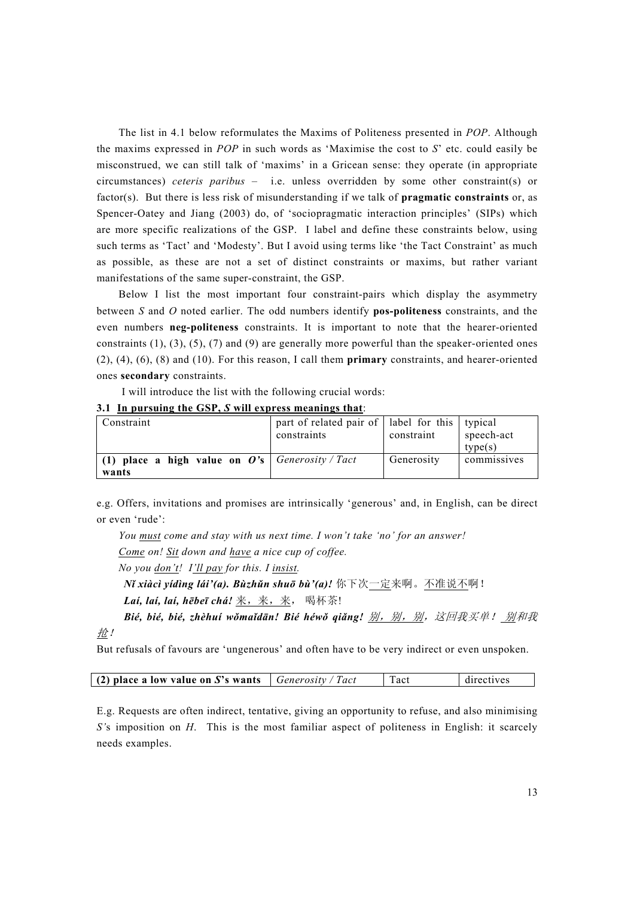The list in 4.1 below reformulates the Maxims of Politeness presented in *POP*. Although the maxims expressed in *POP* in such words as 'Maximise the cost to *S*' etc. could easily be misconstrued, we can still talk of 'maxims' in a Gricean sense: they operate (in appropriate circumstances) *ceteris paribus* – i.e. unless overridden by some other constraint(s) or factor(s). But there is less risk of misunderstanding if we talk of **pragmatic constraints** or, as Spencer-Oatey and Jiang (2003) do, of 'sociopragmatic interaction principles' (SIPs) which are more specific realizations of the GSP. I label and define these constraints below, using such terms as 'Tact' and 'Modesty'. But I avoid using terms like 'the Tact Constraint' as much as possible, as these are not a set of distinct constraints or maxims, but rather variant manifestations of the same super-constraint, the GSP.

Below I list the most important four constraint-pairs which display the asymmetry between *S* and *O* noted earlier. The odd numbers identify **pos-politeness** constraints, and the even numbers **neg-politeness** constraints. It is important to note that the hearer-oriented constraints (1), (3), (5), (7) and (9) are generally more powerful than the speaker-oriented ones (2), (4), (6), (8) and (10). For this reason, I call them **primary** constraints, and hearer-oriented ones **secondary** constraints.

I will introduce the list with the following crucial words:

**3.1 In pursuing the GSP, *S* will express meanings that**:

| Constraint | part of related pair of constraints | label for this constraint | typical speech-act type(s) |
|---|---|---|---|
| **(1) place a high value on *O*'s wants** | *Generosity / Tact* | Generosity | commissives |

e.g. Offers, invitations and promises are intrinsically 'generous' and, in English, can be direct or even 'rude':

*You must come and stay with us next time. I won't take 'no' for an answer!*
*Come on! Sit down and have a nice cup of coffee.*
*No you don't! I'll pay for this. I insist.*
***Nǐ xiàcì yídìng lái'(a). Bùzhǔn shuō bù'(a)!*** 你下次一定来啊。不准说不啊！
***Laí, laí, laí, hēbēī chá!*** 来，来，来， 喝杯茶!
***Bié, bié, bié, zhèhuí wǒmaǐdān! Bié héwǒ qiǎng!*** *别，别，别，这回我买单！ 别和我抢！*

But refusals of favours are 'ungenerous' and often have to be very indirect or even unspoken.

| | | | |
|---|---|---|---|
| **(2) place a low value on *S*'s wants** | *Generosity / Tact* | Tact | directives |

E.g. Requests are often indirect, tentative, giving an opportunity to refuse, and also minimising *S'*s imposition on *H*. This is the most familiar aspect of politeness in English: it scarcely needs examples.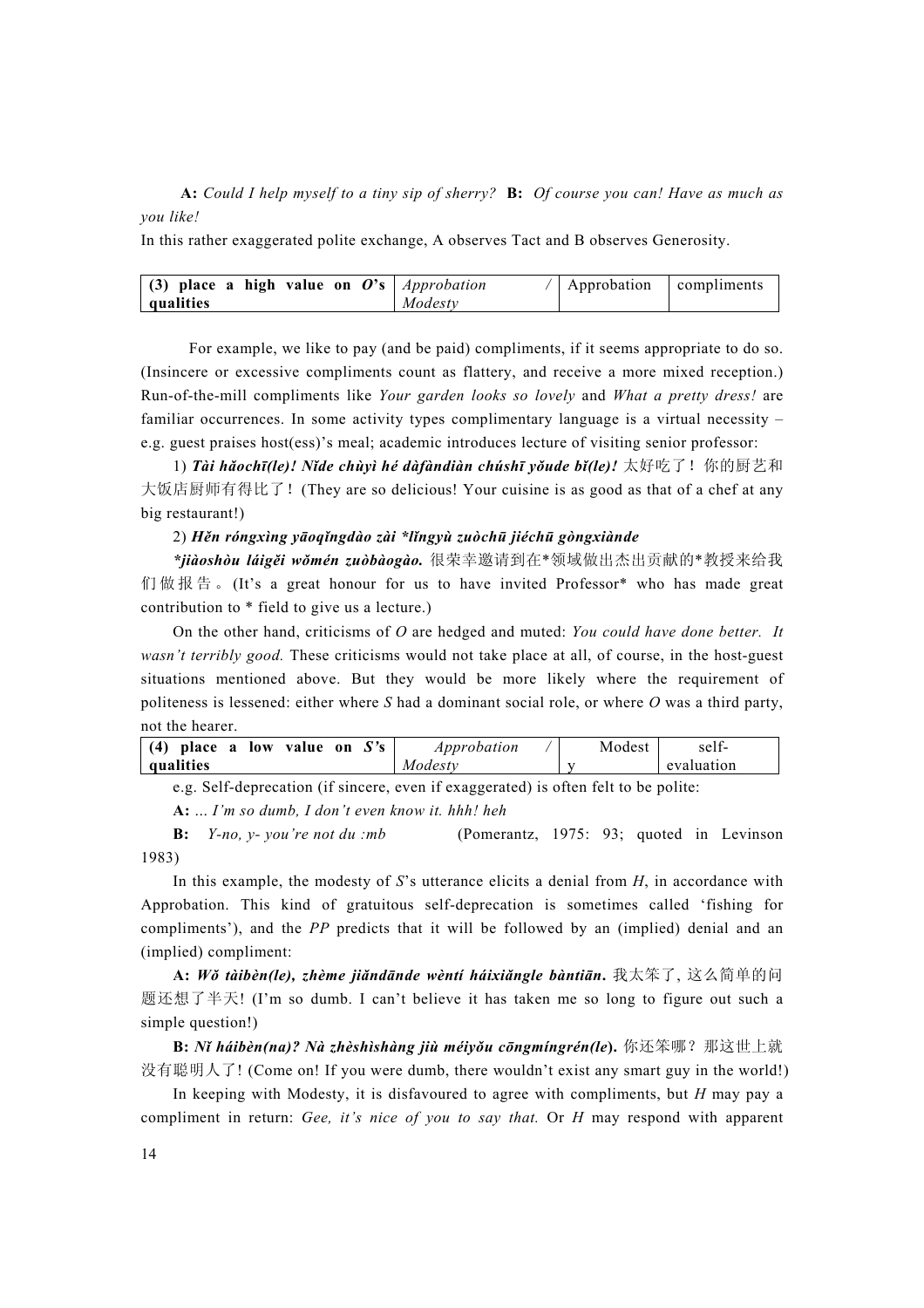**A:** *Could I help myself to a tiny sip of sherry?* **B:** *Of course you can! Have as much as you like!*

In this rather exaggerated polite exchange, A observes Tact and B observes Generosity.

| **(3) place a high value on *O*'s qualities** | *Approbation / Modesty* | Approbation | compliments |
|---|---|---|---|

For example, we like to pay (and be paid) compliments, if it seems appropriate to do so. (Insincere or excessive compliments count as flattery, and receive a more mixed reception.) Run-of-the-mill compliments like *Your garden looks so lovely* and *What a pretty dress!* are familiar occurrences. In some activity types complimentary language is a virtual necessity – e.g. guest praises host(ess)'s meal; academic introduces lecture of visiting senior professor:

1) ***Tài hǎochī(le)! Nǐde chùyì hé dàfàndiàn chúshī yǒude bǐ(le)!*** 太好吃了！你的厨艺和大饭店厨师有得比了！(They are so delicious! Your cuisine is as good as that of a chef at any big restaurant!)

2) ***Hěn róngxìng yāoqǐngdào zài \*lǐngyù zuòchū jiéchū gòngxiànde \*jiàoshòu láigěi wǒmén zuòbàogào.*** 很荣幸邀请到在*领域做出杰出贡献的*教授来给我们做报告。(It's a great honour for us to have invited Professor* who has made great contribution to * field to give us a lecture.)

On the other hand, criticisms of *O* are hedged and muted: *You could have done better. It wasn't terribly good.* These criticisms would not take place at all, of course, in the host-guest situations mentioned above. But they would be more likely where the requirement of politeness is lessened: either where *S* had a dominant social role, or where *O* was a third party, not the hearer.

| **(4) place a low value on *S*'s qualities** | *Approbation / Modesty* | Modesty | self-evaluation |
|---|---|---|---|

e.g. Self-deprecation (if sincere, even if exaggerated) is often felt to be polite:

**A:** *... I'm so dumb, I don't even know it. hhh! heh*

**B:** *Y-no, y- you're not du :mb* (Pomerantz, 1975: 93; quoted in Levinson 1983)

In this example, the modesty of *S*'s utterance elicits a denial from *H*, in accordance with Approbation. This kind of gratuitous self-deprecation is sometimes called 'fishing for compliments'), and the *PP* predicts that it will be followed by an (implied) denial and an (implied) compliment:

**A:** ***Wǒ tàibèn(le), zhème jiǎndānde wèntí háixiǎngle bàntiān.*** 我太笨了, 这么简单的问题还想了半天! (I'm so dumb. I can't believe it has taken me so long to figure out such a simple question!)

**B:** ***Nǐ háibèn(na)? Nà zhèshìshàng jiù méiyǒu cōngmíngrén(le).*** 你还笨哪？那这世上就没有聪明人了! (Come on! If you were dumb, there wouldn't exist any smart guy in the world!)

In keeping with Modesty, it is disfavoured to agree with compliments, but *H* may pay a compliment in return: *Gee, it's nice of you to say that.* Or *H* may respond with apparent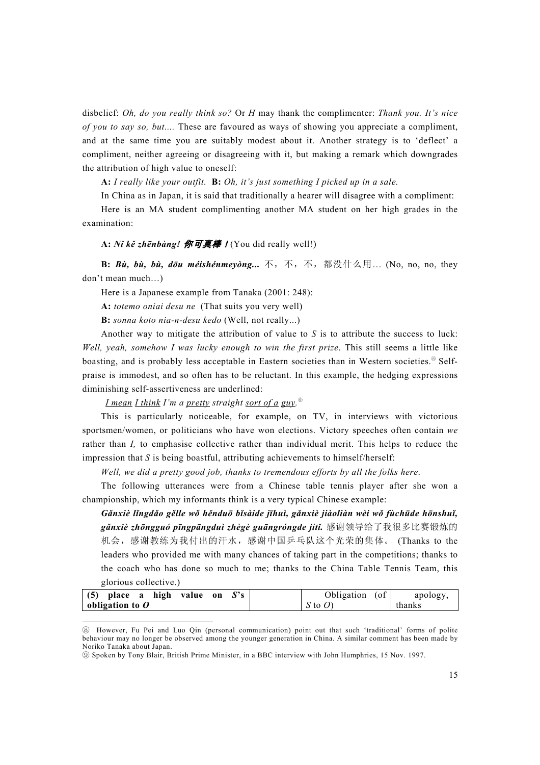disbelief: *Oh, do you really think so?* Or *H* may thank the complimenter: *Thank you. It's nice of you to say so, but....* These are favoured as ways of showing you appreciate a compliment, and at the same time you are suitably modest about it. Another strategy is to 'deflect' a compliment, neither agreeing or disagreeing with it, but making a remark which downgrades the attribution of high value to oneself:

**A:** *I really like your outfit.* **B:** *Oh, it's just something I picked up in a sale.*

In China as in Japan, it is said that traditionally a hearer will disagree with a compliment:

Here is an MA student complimenting another MA student on her high grades in the examination:

**A:** ***Nǐ kě zhēnbàng! 你可真棒!*** (You did really well!)

**B:** ***Bù, bù, bù, dōu méishénmeyòng...*** 不，不，不，都没什么用… (No, no, no, they don't mean much…)

Here is a Japanese example from Tanaka (2001: 248):

**A:** *totemo oniai desu ne* (That suits you very well)

**B:** *sonna koto nia-n-desu kedo* (Well, not really...)

Another way to mitigate the attribution of value to *S* is to attribute the success to luck: *Well, yeah, somehow I was lucky enough to win the first prize*. This still seems a little like boasting, and is probably less acceptable in Eastern societies than in Western societies.[⑧] Self-praise is immodest, and so often has to be reluctant. In this example, the hedging expressions diminishing self-assertiveness are underlined:

*<u>I mean</u> <u>I think</u> I'm a <u>pretty</u> straight <u>sort of a</u> <u>guy</u>.*[⑨]

This is particularly noticeable, for example, on TV, in interviews with victorious sportsmen/women, or politicians who have won elections. Victory speeches often contain *we* rather than *I,* to emphasise collective rather than individual merit. This helps to reduce the impression that *S* is being boastful, attributing achievements to himself/herself:

*Well, we did a pretty good job, thanks to tremendous efforts by all the folks here*.

The following utterances were from a Chinese table tennis player after she won a championship, which my informants think is a very typical Chinese example:

> ***Gǎnxiè lǐngdǎo gěile wǒ hěnduō bǐsàide jīhuì, gǎnxiè jiàoliàn wèi wǒ fùchūde hōnshuǐ, gǎnxiè zhōngguó pīngpāngduì zhègè guāngróngde jítǐ.*** 感谢领导给了我很多比赛锻炼的机会，感谢教练为我付出的汗水，感谢中国乒乓队这个光荣的集体。 (Thanks to the leaders who provided me with many chances of taking part in the competitions; thanks to the coach who has done so much to me; thanks to the China Table Tennis Team, this glorious collective.)

| **(5) place a high value on *S*'s obligation to *O*** | | Obligation (of *S* to *O*) | apology, thanks |
|---|---|---|---|

---

⑧ However, Fu Pei and Luo Qin (personal communication) point out that such 'traditional' forms of polite behaviour may no longer be observed among the younger generation in China. A similar comment has been made by Noriko Tanaka about Japan.

⑨ Spoken by Tony Blair, British Prime Minister, in a BBC interview with John Humphries, 15 Nov. 1997.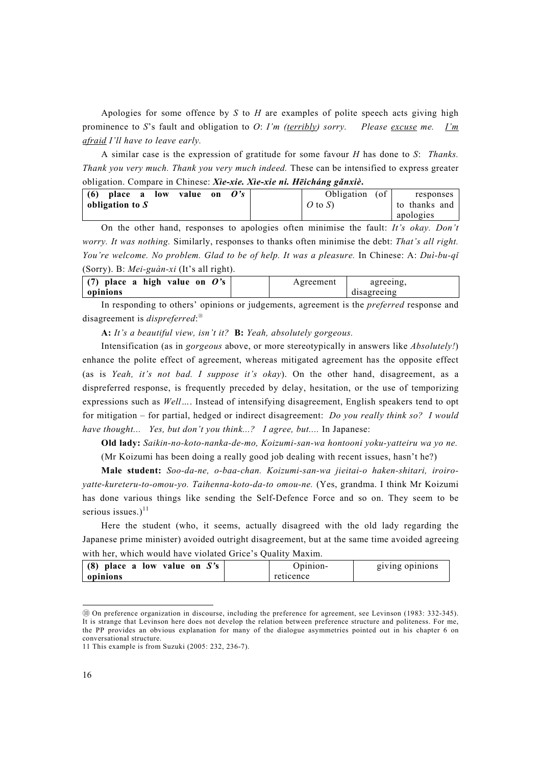Apologies for some offence by *S* to *H* are examples of polite speech acts giving high prominence to *S*'s fault and obligation to *O*: *I'm (terribly) sorry.* *Please excuse me.* *I'm afraid I'll have to leave early.*

A similar case is the expression of gratitude for some favour *H* has done to *S*: *Thanks. Thank you very much. Thank you very much indeed.* These can be intensified to express greater obligation. Compare in Chinese: ***Xìe-xie. Xìe-xie ni. Hēicháng gǎnxiè.***

| **(6) place a low value on *O's* obligation to *S*** | | Obligation (of *O* to *S*) | responses to thanks and apologies |
|---|---|---|---|

On the other hand, responses to apologies often minimise the fault: *It's okay. Don't worry. It was nothing.* Similarly, responses to thanks often minimise the debt: *That's all right. You're welcome. No problem. Glad to be of help. It was a pleasure.* In Chinese: A: *Duì-bu-qǐ* (Sorry). B: *Mei-guàn-xi* (It's all right).

| **(7) place a high value on *O's* opinions** | | Agreement | agreeing, disagreeing |
|---|---|---|---|

In responding to others' opinions or judgements, agreement is the *preferred* response and disagreement is *dispreferred*:[10]

**A:** *It's a beautiful view, isn't it?* **B:** *Yeah, absolutely gorgeous.*

Intensification (as in *gorgeous* above, or more stereotypically in answers like *Absolutely!*) enhance the polite effect of agreement, whereas mitigated agreement has the opposite effect (as is *Yeah, it's not bad. I suppose it's okay*). On the other hand, disagreement, as a dispreferred response, is frequently preceded by delay, hesitation, or the use of temporizing expressions such as *Well…*. Instead of intensifying disagreement, English speakers tend to opt for mitigation – for partial, hedged or indirect disagreement: *Do you really think so? I would have thought... Yes, but don't you think...? I agree, but....* In Japanese:

**Old lady:** *Saikin-no-koto-nanka-de-mo, Koizumi-san-wa hontooni yoku-yatteiru wa yo ne.* (Mr Koizumi has been doing a really good job dealing with recent issues, hasn't he?)

**Male student:** *Soo-da-ne, o-baa-chan. Koizumi-san-wa jieitai-o haken-shitari, iroiro-yatte-kureteru-to-omou-yo. Taihenna-koto-da-to omou-ne.* (Yes, grandma. I think Mr Koizumi has done various things like sending the Self-Defence Force and so on. They seem to be serious issues.)[11]

Here the student (who, it seems, actually disagreed with the old lady regarding the Japanese prime minister) avoided outright disagreement, but at the same time avoided agreeing with her, which would have violated Grice's Quality Maxim.

| **(8) place a low value on *S's* opinions** | | Opinion-reticence | giving opinions |
|---|---|---|---|

---

[10] On preference organization in discourse, including the preference for agreement, see Levinson (1983: 332-345). It is strange that Levinson here does not develop the relation between preference structure and politeness. For me, the PP provides an obvious explanation for many of the dialogue asymmetries pointed out in his chapter 6 on conversational structure.

[11] This example is from Suzuki (2005: 232, 236-7).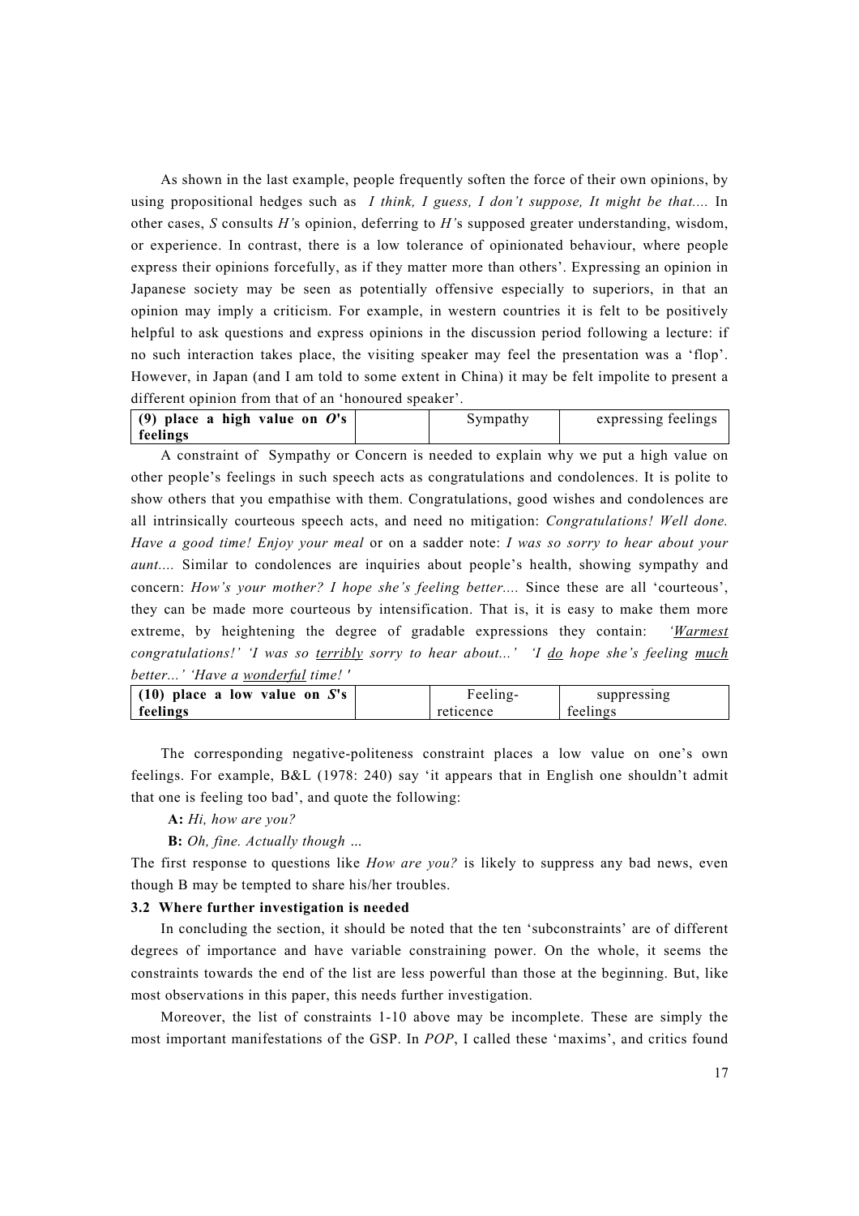As shown in the last example, people frequently soften the force of their own opinions, by using propositional hedges such as *I think, I guess, I don't suppose, It might be that....* In other cases, *S* consults *H'*s opinion, deferring to *H'*s supposed greater understanding, wisdom, or experience. In contrast, there is a low tolerance of opinionated behaviour, where people express their opinions forcefully, as if they matter more than others'. Expressing an opinion in Japanese society may be seen as potentially offensive especially to superiors, in that an opinion may imply a criticism. For example, in western countries it is felt to be positively helpful to ask questions and express opinions in the discussion period following a lecture: if no such interaction takes place, the visiting speaker may feel the presentation was a 'flop'. However, in Japan (and I am told to some extent in China) it may be felt impolite to present a different opinion from that of an 'honoured speaker'.

| **(9) place a high value on *O*'s feelings** | | Sympathy | expressing feelings |
|---|---|---|---|

A constraint of Sympathy or Concern is needed to explain why we put a high value on other people's feelings in such speech acts as congratulations and condolences. It is polite to show others that you empathise with them. Congratulations, good wishes and condolences are all intrinsically courteous speech acts, and need no mitigation: *Congratulations! Well done. Have a good time! Enjoy your meal* or on a sadder note: *I was so sorry to hear about your aunt....* Similar to condolences are inquiries about people's health, showing sympathy and concern: *How's your mother? I hope she's feeling better....* Since these are all 'courteous', they can be made more courteous by intensification. That is, it is easy to make them more extreme, by heightening the degree of gradable expressions they contain: *'<u>Warmest</u> congratulations!' 'I was so <u>terribly</u> sorry to hear about...' 'I <u>do</u> hope she's feeling <u>much</u> better...' 'Have a <u>wonderful</u> time! '*

| **(10) place a low value on *S*'s feelings** | | Feeling-reticence | suppressing feelings |
|---|---|---|---|

The corresponding negative-politeness constraint places a low value on one's own feelings. For example, B&L (1978: 240) say 'it appears that in English one shouldn't admit that one is feeling too bad', and quote the following:

**A:** *Hi, how are you?*

**B:** *Oh, fine. Actually though …*

The first response to questions like *How are you?* is likely to suppress any bad news, even though B may be tempted to share his/her troubles.

### 3.2 Where further investigation is needed

In concluding the section, it should be noted that the ten 'subconstraints' are of different degrees of importance and have variable constraining power. On the whole, it seems the constraints towards the end of the list are less powerful than those at the beginning. But, like most observations in this paper, this needs further investigation.

Moreover, the list of constraints 1-10 above may be incomplete. These are simply the most important manifestations of the GSP. In *POP*, I called these 'maxims', and critics found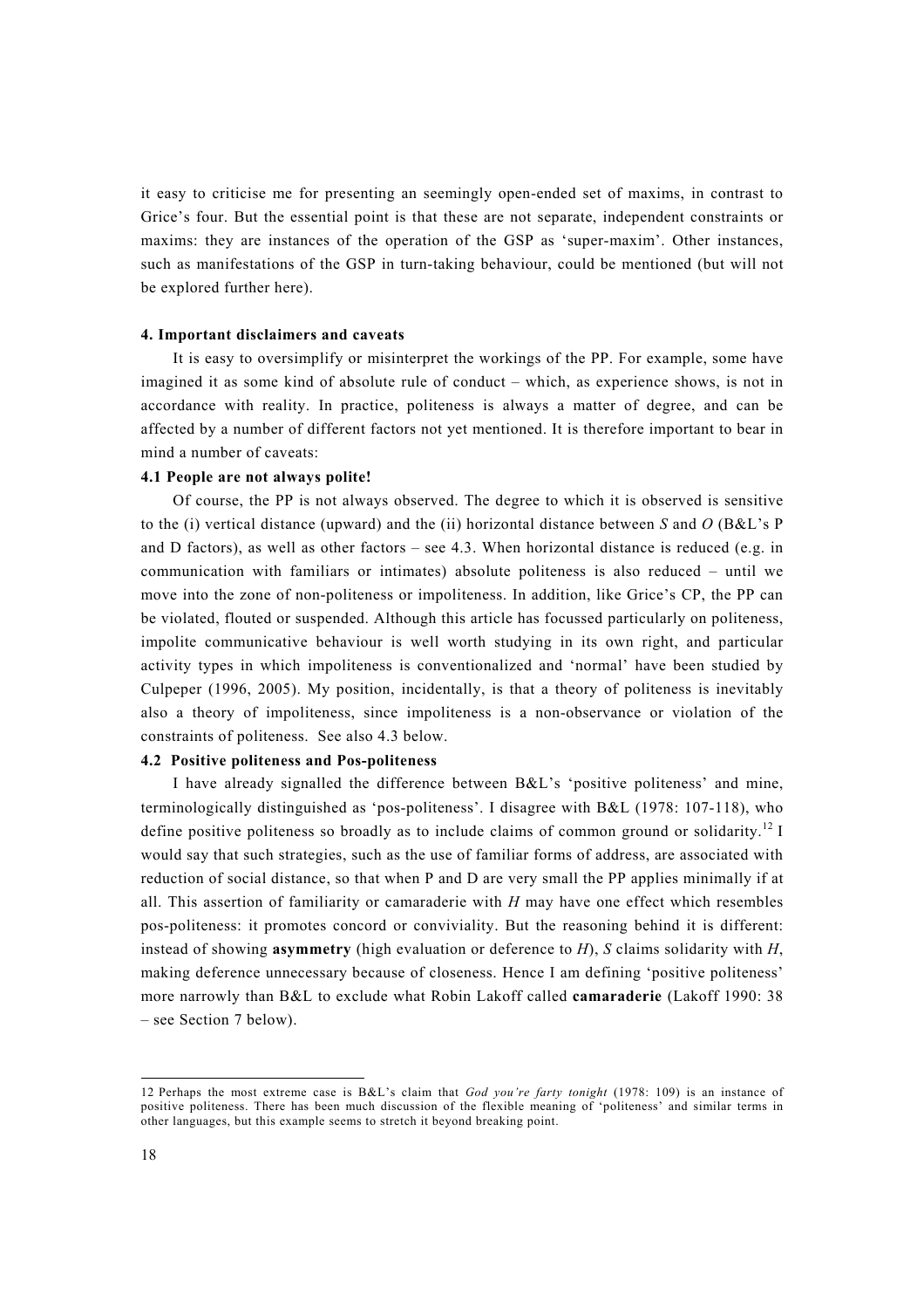it easy to criticise me for presenting an seemingly open-ended set of maxims, in contrast to Grice's four. But the essential point is that these are not separate, independent constraints or maxims: they are instances of the operation of the GSP as 'super-maxim'. Other instances, such as manifestations of the GSP in turn-taking behaviour, could be mentioned (but will not be explored further here).

## 4. Important disclaimers and caveats

It is easy to oversimplify or misinterpret the workings of the PP. For example, some have imagined it as some kind of absolute rule of conduct – which, as experience shows, is not in accordance with reality. In practice, politeness is always a matter of degree, and can be affected by a number of different factors not yet mentioned. It is therefore important to bear in mind a number of caveats:

### 4.1 People are not always polite!

Of course, the PP is not always observed. The degree to which it is observed is sensitive to the (i) vertical distance (upward) and the (ii) horizontal distance between *S* and *O* (B&L's P and D factors), as well as other factors – see 4.3. When horizontal distance is reduced (e.g. in communication with familiars or intimates) absolute politeness is also reduced – until we move into the zone of non-politeness or impoliteness. In addition, like Grice's CP, the PP can be violated, flouted or suspended. Although this article has focussed particularly on politeness, impolite communicative behaviour is well worth studying in its own right, and particular activity types in which impoliteness is conventionalized and 'normal' have been studied by Culpeper (1996, 2005). My position, incidentally, is that a theory of politeness is inevitably also a theory of impoliteness, since impoliteness is a non-observance or violation of the constraints of politeness. See also 4.3 below.

### 4.2 Positive politeness and Pos-politeness

I have already signalled the difference between B&L's 'positive politeness' and mine, terminologically distinguished as 'pos-politeness'. I disagree with B&L (1978: 107-118), who define positive politeness so broadly as to include claims of common ground or solidarity.[12] I would say that such strategies, such as the use of familiar forms of address, are associated with reduction of social distance, so that when P and D are very small the PP applies minimally if at all. This assertion of familiarity or camaraderie with *H* may have one effect which resembles pos-politeness: it promotes concord or conviviality. But the reasoning behind it is different: instead of showing **asymmetry** (high evaluation or deference to *H*), *S* claims solidarity with *H*, making deference unnecessary because of closeness. Hence I am defining 'positive politeness' more narrowly than B&L to exclude what Robin Lakoff called **camaraderie** (Lakoff 1990: 38 – see Section 7 below).

---

12 Perhaps the most extreme case is B&L's claim that *God you're farty tonight* (1978: 109) is an instance of positive politeness. There has been much discussion of the flexible meaning of 'politeness' and similar terms in other languages, but this example seems to stretch it beyond breaking point.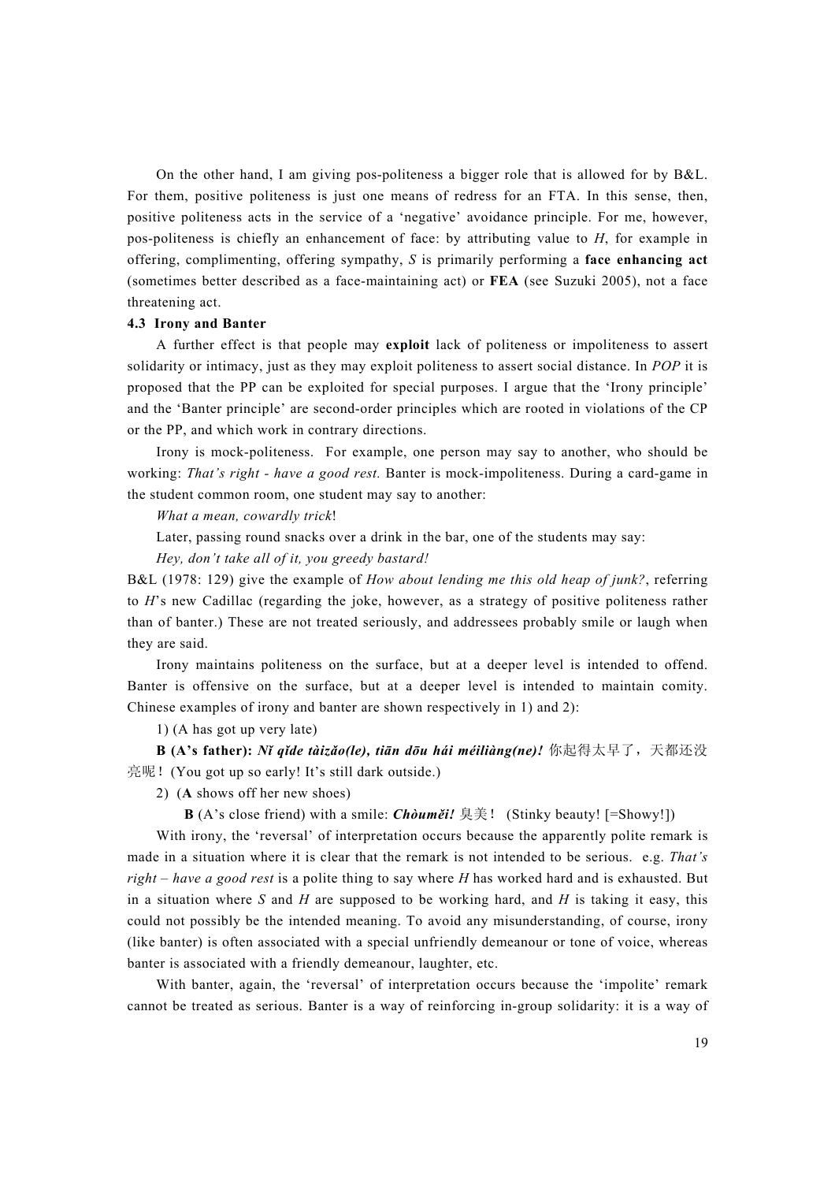On the other hand, I am giving pos-politeness a bigger role that is allowed for by B&L. For them, positive politeness is just one means of redress for an FTA. In this sense, then, positive politeness acts in the service of a 'negative' avoidance principle. For me, however, pos-politeness is chiefly an enhancement of face: by attributing value to *H*, for example in offering, complimenting, offering sympathy, *S* is primarily performing a **face enhancing act** (sometimes better described as a face-maintaining act) or **FEA** (see Suzuki 2005), not a face threatening act.

### 4.3 Irony and Banter

A further effect is that people may **exploit** lack of politeness or impoliteness to assert solidarity or intimacy, just as they may exploit politeness to assert social distance. In *POP* it is proposed that the PP can be exploited for special purposes. I argue that the 'Irony principle' and the 'Banter principle' are second-order principles which are rooted in violations of the CP or the PP, and which work in contrary directions.

Irony is mock-politeness. For example, one person may say to another, who should be working: *That's right - have a good rest.* Banter is mock-impoliteness. During a card-game in the student common room, one student may say to another:

*What a mean, cowardly trick*!

Later, passing round snacks over a drink in the bar, one of the students may say:

*Hey, don't take all of it, you greedy bastard!*

B&L (1978: 129) give the example of *How about lending me this old heap of junk?*, referring to *H*'s new Cadillac (regarding the joke, however, as a strategy of positive politeness rather than of banter.) These are not treated seriously, and addressees probably smile or laugh when they are said.

Irony maintains politeness on the surface, but at a deeper level is intended to offend. Banter is offensive on the surface, but at a deeper level is intended to maintain comity. Chinese examples of irony and banter are shown respectively in 1) and 2):

1) (A has got up very late)

**B (A's father):** ***Nǐ qǐde tàizǎo(le), tiān dōu hái méiliàng(ne)!*** 你起得太早了，天都还没亮呢！(You got up so early! It's still dark outside.)

2) (**A** shows off her new shoes)

**B** (A's close friend) with a smile: ***Chòuměi!*** 臭美！ (Stinky beauty! [=Showy!])

With irony, the 'reversal' of interpretation occurs because the apparently polite remark is made in a situation where it is clear that the remark is not intended to be serious. e.g. *That's right – have a good rest* is a polite thing to say where *H* has worked hard and is exhausted. But in a situation where *S* and *H* are supposed to be working hard, and *H* is taking it easy, this could not possibly be the intended meaning. To avoid any misunderstanding, of course, irony (like banter) is often associated with a special unfriendly demeanour or tone of voice, whereas banter is associated with a friendly demeanour, laughter, etc.

With banter, again, the 'reversal' of interpretation occurs because the 'impolite' remark cannot be treated as serious. Banter is a way of reinforcing in-group solidarity: it is a way of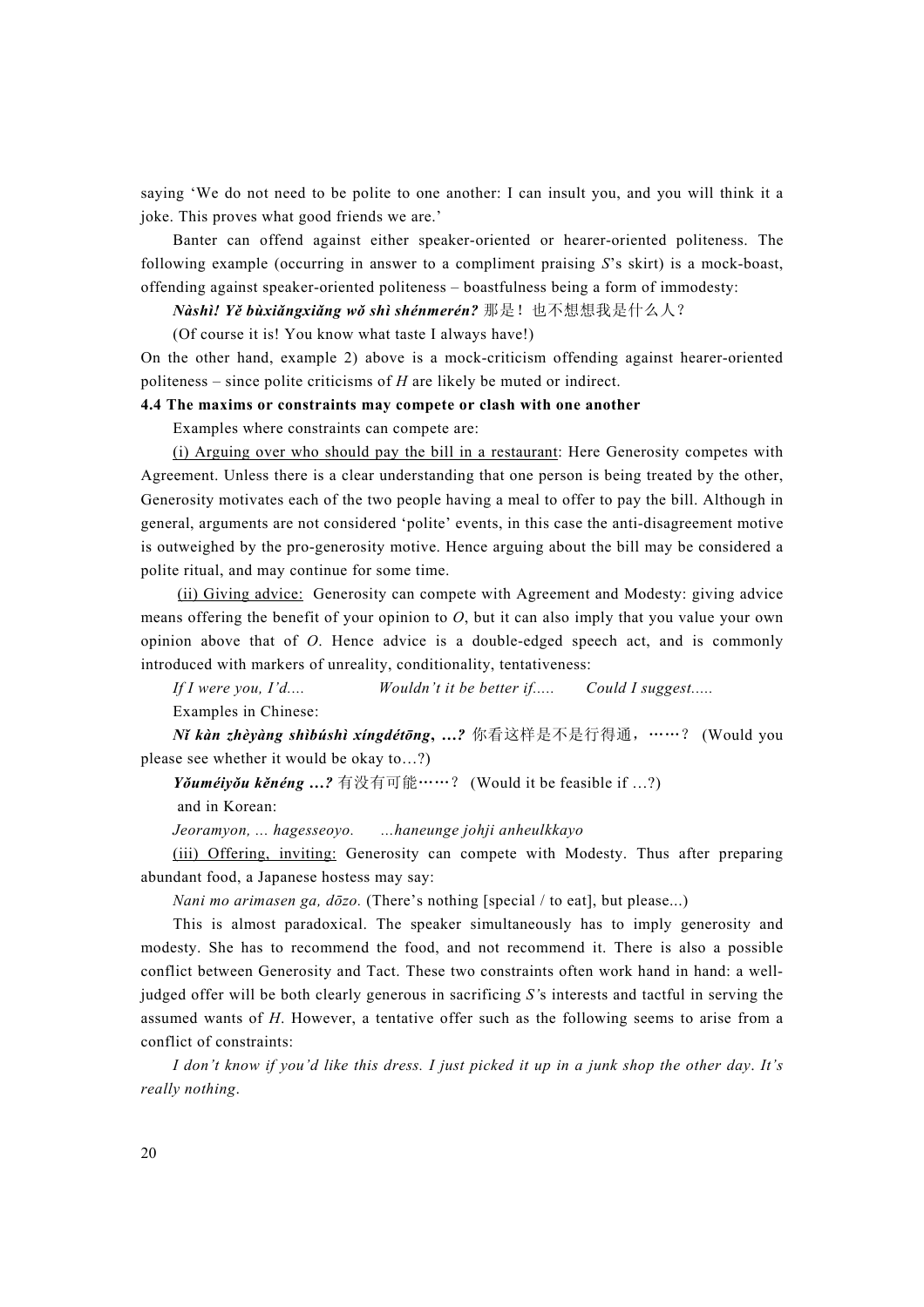saying 'We do not need to be polite to one another: I can insult you, and you will think it a joke. This proves what good friends we are.'

Banter can offend against either speaker-oriented or hearer-oriented politeness. The following example (occurring in answer to a compliment praising *S*'s skirt) is a mock-boast, offending against speaker-oriented politeness – boastfulness being a form of immodesty:

***Nàshì! Yě bùxiǎngxiǎng wǒ shì shénmerén?*** 那是！也不想想我是什么人？

(Of course it is! You know what taste I always have!)

On the other hand, example 2) above is a mock-criticism offending against hearer-oriented politeness – since polite criticisms of *H* are likely be muted or indirect.

**4.4 The maxims or constraints may compete or clash with one another**

Examples where constraints can compete are:

<u>(i) Arguing over who should pay the bill in a restaurant</u>: Here Generosity competes with Agreement. Unless there is a clear understanding that one person is being treated by the other, Generosity motivates each of the two people having a meal to offer to pay the bill. Although in general, arguments are not considered 'polite' events, in this case the anti-disagreement motive is outweighed by the pro-generosity motive. Hence arguing about the bill may be considered a polite ritual, and may continue for some time.

<u>(ii) Giving advice:</u> Generosity can compete with Agreement and Modesty: giving advice means offering the benefit of your opinion to *O*, but it can also imply that you value your own opinion above that of *O*. Hence advice is a double-edged speech act, and is commonly introduced with markers of unreality, conditionality, tentativeness:

*If I were you, I'd....*  *Wouldn't it be better if.....*  *Could I suggest.....*

Examples in Chinese:

***Nǐ kàn zhèyàng shìbúshì xíngdétōng, …?*** 你看这样是不是行得通，……？ (Would you please see whether it would be okay to…?)

***Yǒuméiyǒu kěnéng …?*** 有没有可能……？ (Would it be feasible if …?)

and in Korean:

*Jeoramyon, ... hagesseoyo.*  *...haneunge johji anheulkkayo*

<u>(iii) Offering, inviting:</u> Generosity can compete with Modesty. Thus after preparing abundant food, a Japanese hostess may say:

*Nani mo arimasen ga, dōzo.* (There's nothing [special / to eat], but please...)

This is almost paradoxical. The speaker simultaneously has to imply generosity and modesty. She has to recommend the food, and not recommend it. There is also a possible conflict between Generosity and Tact. These two constraints often work hand in hand: a well-judged offer will be both clearly generous in sacrificing *S'*s interests and tactful in serving the assumed wants of *H*. However, a tentative offer such as the following seems to arise from a conflict of constraints:

*I don't know if you'd like this dress. I just picked it up in a junk shop the other day. It's really nothing.*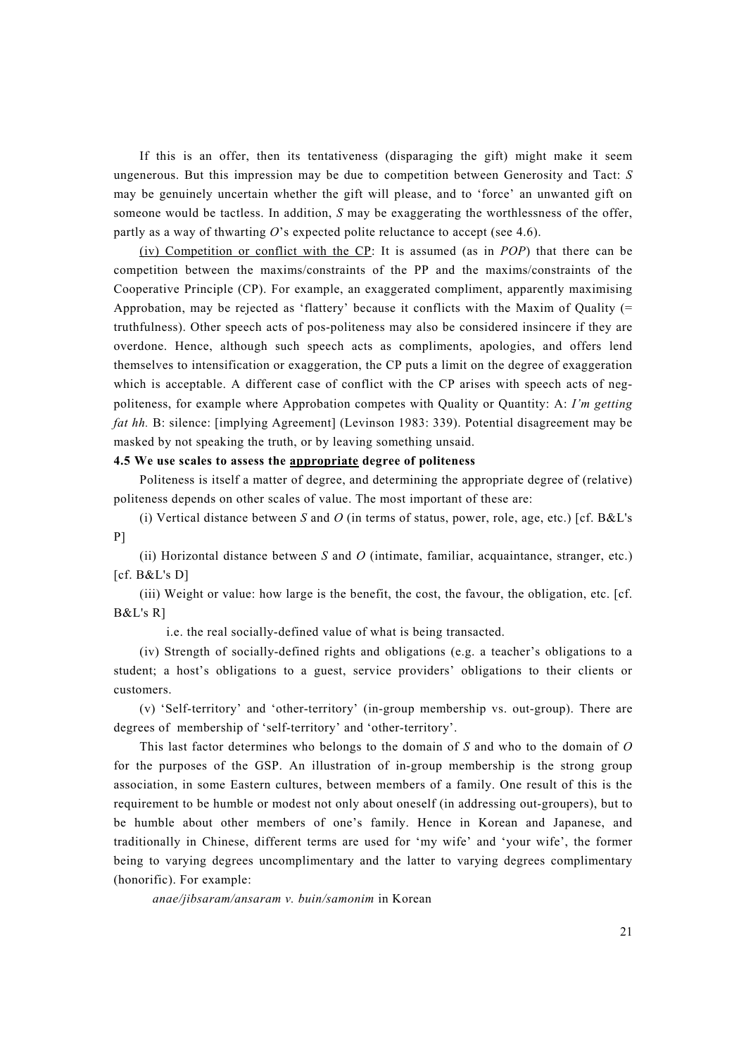If this is an offer, then its tentativeness (disparaging the gift) might make it seem ungenerous. But this impression may be due to competition between Generosity and Tact: *S* may be genuinely uncertain whether the gift will please, and to 'force' an unwanted gift on someone would be tactless. In addition, *S* may be exaggerating the worthlessness of the offer, partly as a way of thwarting *O*'s expected polite reluctance to accept (see 4.6).

<u>(iv) Competition or conflict with the CP</u>: It is assumed (as in *POP*) that there can be competition between the maxims/constraints of the PP and the maxims/constraints of the Cooperative Principle (CP). For example, an exaggerated compliment, apparently maximising Approbation, may be rejected as 'flattery' because it conflicts with the Maxim of Quality (= truthfulness). Other speech acts of pos-politeness may also be considered insincere if they are overdone. Hence, although such speech acts as compliments, apologies, and offers lend themselves to intensification or exaggeration, the CP puts a limit on the degree of exaggeration which is acceptable. A different case of conflict with the CP arises with speech acts of neg-politeness, for example where Approbation competes with Quality or Quantity: A: *I'm getting fat hh.* B: silence: [implying Agreement] (Levinson 1983: 339). Potential disagreement may be masked by not speaking the truth, or by leaving something unsaid.

**4.5 We use scales to assess the <u>appropriate</u> degree of politeness**

Politeness is itself a matter of degree, and determining the appropriate degree of (relative) politeness depends on other scales of value. The most important of these are:

(i) Vertical distance between *S* and *O* (in terms of status, power, role, age, etc.) [cf. B&L's P]

(ii) Horizontal distance between *S* and *O* (intimate, familiar, acquaintance, stranger, etc.) [cf. B&L's D]

(iii) Weight or value: how large is the benefit, the cost, the favour, the obligation, etc. [cf. B&L's R]

i.e. the real socially-defined value of what is being transacted.

(iv) Strength of socially-defined rights and obligations (e.g. a teacher's obligations to a student; a host's obligations to a guest, service providers' obligations to their clients or customers.

(v) 'Self-territory' and 'other-territory' (in-group membership vs. out-group). There are degrees of membership of 'self-territory' and 'other-territory'.

This last factor determines who belongs to the domain of *S* and who to the domain of *O* for the purposes of the GSP. An illustration of in-group membership is the strong group association, in some Eastern cultures, between members of a family. One result of this is the requirement to be humble or modest not only about oneself (in addressing out-groupers), but to be humble about other members of one's family. Hence in Korean and Japanese, and traditionally in Chinese, different terms are used for 'my wife' and 'your wife', the former being to varying degrees uncomplimentary and the latter to varying degrees complimentary (honorific). For example:

*anae/jibsaram/ansaram v. buin/samonim* in Korean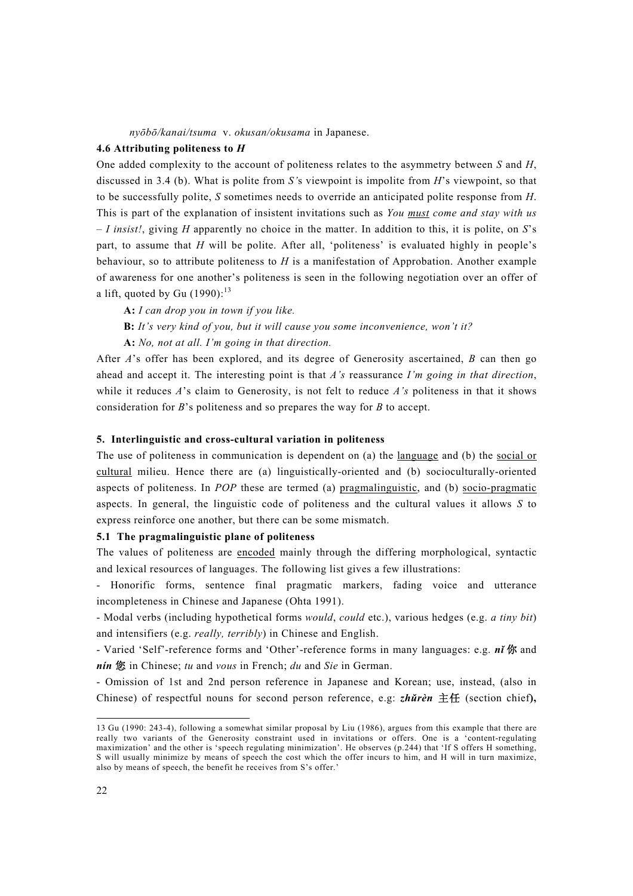*nyōbō/kanai/tsuma* v. *okusan/okusama* in Japanese.

### 4.6 Attributing politeness to *H*

One added complexity to the account of politeness relates to the asymmetry between *S* and *H*, discussed in 3.4 (b). What is polite from *S'*s viewpoint is impolite from *H*'s viewpoint, so that to be successfully polite, *S* sometimes needs to override an anticipated polite response from *H*. This is part of the explanation of insistent invitations such as *You <u>must</u> come and stay with us – I insist!*, giving *H* apparently no choice in the matter. In addition to this, it is polite, on *S*'s part, to assume that *H* will be polite. After all, 'politeness' is evaluated highly in people's behaviour, so to attribute politeness to *H* is a manifestation of Approbation. Another example of awareness for one another's politeness is seen in the following negotiation over an offer of a lift, quoted by Gu (1990):[13]

**A:** *I can drop you in town if you like.*

**B:** *It's very kind of you, but it will cause you some inconvenience, won't it?*

**A:** *No, not at all. I'm going in that direction.*

After *A*'s offer has been explored, and its degree of Generosity ascertained, *B* can then go ahead and accept it. The interesting point is that *A's* reassurance *I'm going in that direction*, while it reduces *A*'s claim to Generosity, is not felt to reduce *A's* politeness in that it shows consideration for *B*'s politeness and so prepares the way for *B* to accept.

## 5. Interlinguistic and cross-cultural variation in politeness

The use of politeness in communication is dependent on (a) the <u>language</u> and (b) the <u>social or cultural</u> milieu. Hence there are (a) linguistically-oriented and (b) socioculturally-oriented aspects of politeness. In *POP* these are termed (a) <u>pragmalinguistic</u>, and (b) <u>socio-pragmatic</u> aspects. In general, the linguistic code of politeness and the cultural values it allows *S* to express reinforce one another, but there can be some mismatch.

### 5.1 The pragmalinguistic plane of politeness

The values of politeness are <u>encoded</u> mainly through the differing morphological, syntactic and lexical resources of languages. The following list gives a few illustrations:

- Honorific forms, sentence final pragmatic markers, fading voice and utterance incompleteness in Chinese and Japanese (Ohta 1991).
- Modal verbs (including hypothetical forms *would*, *could* etc.), various hedges (e.g. *a tiny bit*) and intensifiers (e.g. *really, terribly*) in Chinese and English.
- Varied 'Self'-reference forms and 'Other'-reference forms in many languages: e.g. ***nǐ* 你** and ***nín* 您** in Chinese; *tu* and *vous* in French; *du* and *Sie* in German.
- Omission of 1st and 2nd person reference in Japanese and Korean; use, instead, (also in Chinese) of respectful nouns for second person reference, e.g: ***zhǔrèn*** 主任 (section chief**),**

---

13 Gu (1990: 243-4), following a somewhat similar proposal by Liu (1986), argues from this example that there are really two variants of the Generosity constraint used in invitations or offers. One is a 'content-regulating maximization' and the other is 'speech regulating minimization'. He observes (p.244) that 'If S offers H something, S will usually minimize by means of speech the cost which the offer incurs to him, and H will in turn maximize, also by means of speech, the benefit he receives from S's offer.'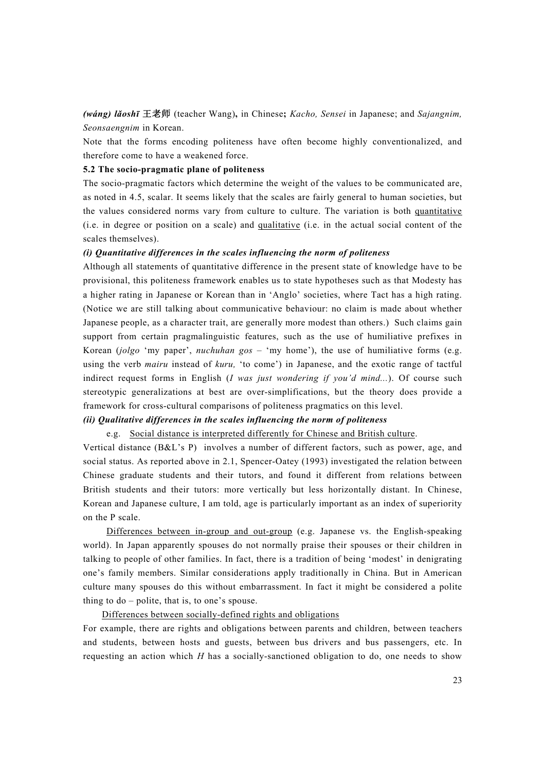***(wáng) lǎoshī* 王老师** (teacher Wang)**,** in Chinese**;** *Kacho, Sensei* in Japanese; and *Sajangnim, Seonsaengnim* in Korean.

Note that the forms encoding politeness have often become highly conventionalized, and therefore come to have a weakened force.

**5.2 The socio-pragmatic plane of politeness**

The socio-pragmatic factors which determine the weight of the values to be communicated are, as noted in 4.5, scalar. It seems likely that the scales are fairly general to human societies, but the values considered norms vary from culture to culture. The variation is both <u>quantitative</u> (i.e. in degree or position on a scale) and <u>qualitative</u> (i.e. in the actual social content of the scales themselves).

***(i) Quantitative differences in the scales influencing the norm of politeness***

Although all statements of quantitative difference in the present state of knowledge have to be provisional, this politeness framework enables us to state hypotheses such as that Modesty has a higher rating in Japanese or Korean than in 'Anglo' societies, where Tact has a high rating. (Notice we are still talking about communicative behaviour: no claim is made about whether Japanese people, as a character trait, are generally more modest than others.) Such claims gain support from certain pragmalinguistic features, such as the use of humiliative prefixes in Korean (*jolgo* 'my paper', *nuchuhan gos* – 'my home'), the use of humiliative forms (e.g. using the verb *mairu* instead of *kuru,* 'to come') in Japanese, and the exotic range of tactful indirect request forms in English (*I was just wondering if you'd mind...*). Of course such stereotypic generalizations at best are over-simplifications, but the theory does provide a framework for cross-cultural comparisons of politeness pragmatics on this level.

***(ii) Qualitative differences in the scales influencing the norm of politeness***

e.g. <u>Social distance is interpreted differently for Chinese and British culture</u>.

Vertical distance (B&L's P) involves a number of different factors, such as power, age, and social status. As reported above in 2.1, Spencer-Oatey (1993) investigated the relation between Chinese graduate students and their tutors, and found it different from relations between British students and their tutors: more vertically but less horizontally distant. In Chinese, Korean and Japanese culture, I am told, age is particularly important as an index of superiority on the P scale.

<u>Differences between in-group and out-group</u> (e.g. Japanese vs. the English-speaking world). In Japan apparently spouses do not normally praise their spouses or their children in talking to people of other families. In fact, there is a tradition of being 'modest' in denigrating one's family members. Similar considerations apply traditionally in China. But in American culture many spouses do this without embarrassment. In fact it might be considered a polite thing to do – polite, that is, to one's spouse.

<u>Differences between socially-defined rights and obligations</u>

For example, there are rights and obligations between parents and children, between teachers and students, between hosts and guests, between bus drivers and bus passengers, etc. In requesting an action which *H* has a socially-sanctioned obligation to do, one needs to show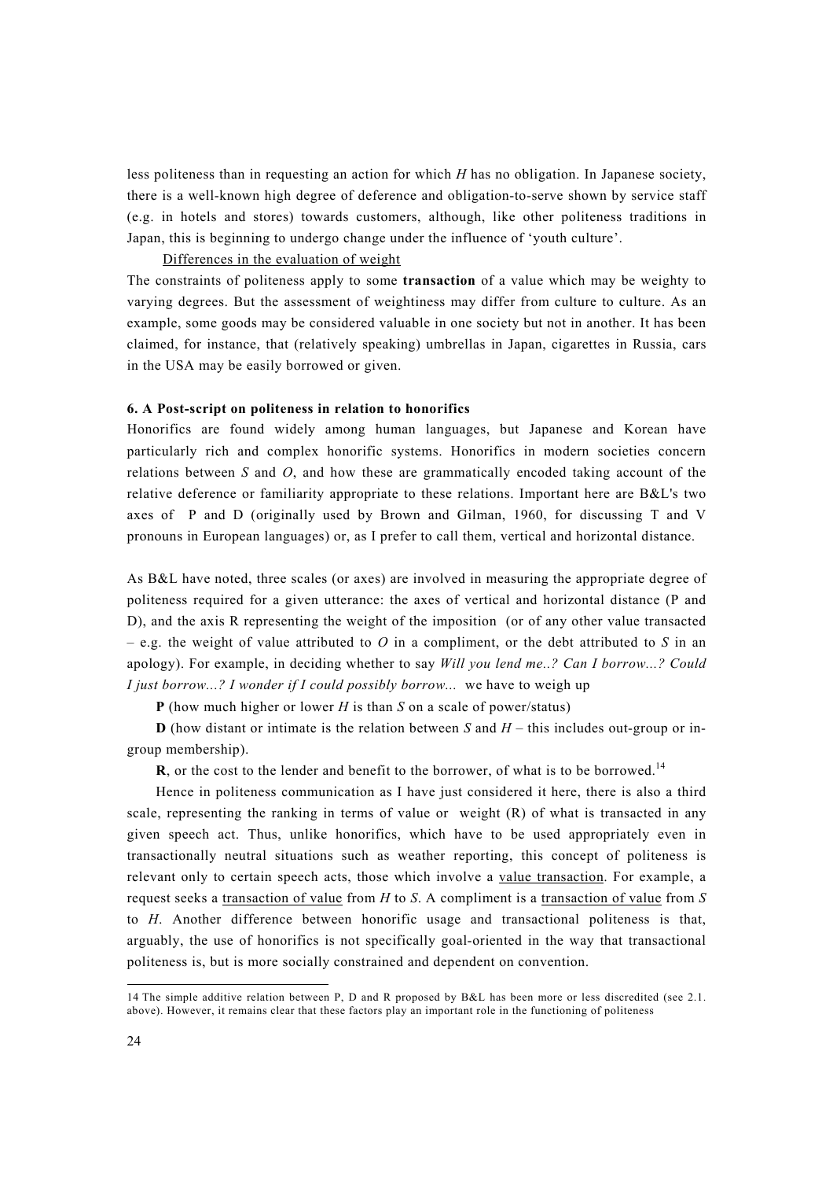less politeness than in requesting an action for which *H* has no obligation. In Japanese society, there is a well-known high degree of deference and obligation-to-serve shown by service staff (e.g. in hotels and stores) towards customers, although, like other politeness traditions in Japan, this is beginning to undergo change under the influence of 'youth culture'.

<u>Differences in the evaluation of weight</u>

The constraints of politeness apply to some **transaction** of a value which may be weighty to varying degrees. But the assessment of weightiness may differ from culture to culture. As an example, some goods may be considered valuable in one society but not in another. It has been claimed, for instance, that (relatively speaking) umbrellas in Japan, cigarettes in Russia, cars in the USA may be easily borrowed or given.

### 6. A Post-script on politeness in relation to honorifics

Honorifics are found widely among human languages, but Japanese and Korean have particularly rich and complex honorific systems. Honorifics in modern societies concern relations between *S* and *O*, and how these are grammatically encoded taking account of the relative deference or familiarity appropriate to these relations. Important here are B&L's two axes of P and D (originally used by Brown and Gilman, 1960, for discussing T and V pronouns in European languages) or, as I prefer to call them, vertical and horizontal distance.

As B&L have noted, three scales (or axes) are involved in measuring the appropriate degree of politeness required for a given utterance: the axes of vertical and horizontal distance (P and D), and the axis R representing the weight of the imposition (or of any other value transacted – e.g. the weight of value attributed to *O* in a compliment, or the debt attributed to *S* in an apology). For example, in deciding whether to say *Will you lend me..? Can I borrow...? Could I just borrow...? I wonder if I could possibly borrow...* we have to weigh up

**P** (how much higher or lower *H* is than *S* on a scale of power/status)

**D** (how distant or intimate is the relation between *S* and *H* – this includes out-group or in-group membership).

**R**, or the cost to the lender and benefit to the borrower, of what is to be borrowed.[14]

Hence in politeness communication as I have just considered it here, there is also a third scale, representing the ranking in terms of value or weight (R) of what is transacted in any given speech act. Thus, unlike honorifics, which have to be used appropriately even in transactionally neutral situations such as weather reporting, this concept of politeness is relevant only to certain speech acts, those which involve a <u>value transaction</u>. For example, a request seeks a <u>transaction of value</u> from *H* to *S*. A compliment is a <u>transaction of value</u> from *S* to *H*. Another difference between honorific usage and transactional politeness is that, arguably, the use of honorifics is not specifically goal-oriented in the way that transactional politeness is, but is more socially constrained and dependent on convention.

---

14 The simple additive relation between P, D and R proposed by B&L has been more or less discredited (see 2.1. above). However, it remains clear that these factors play an important role in the functioning of politeness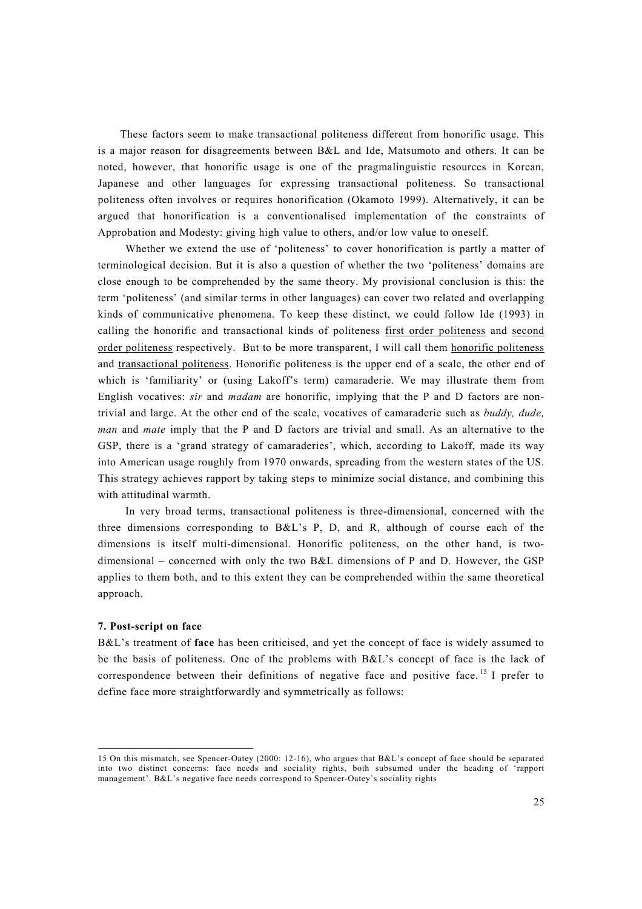These factors seem to make transactional politeness different from honorific usage. This is a major reason for disagreements between B&L and Ide, Matsumoto and others. It can be noted, however, that honorific usage is one of the pragmalinguistic resources in Korean, Japanese and other languages for expressing transactional politeness. So transactional politeness often involves or requires honorification (Okamoto 1999). Alternatively, it can be argued that honorification is a conventionalised implementation of the constraints of Approbation and Modesty: giving high value to others, and/or low value to oneself.

Whether we extend the use of 'politeness' to cover honorification is partly a matter of terminological decision. But it is also a question of whether the two 'politeness' domains are close enough to be comprehended by the same theory. My provisional conclusion is this: the term 'politeness' (and similar terms in other languages) can cover two related and overlapping kinds of communicative phenomena. To keep these distinct, we could follow Ide (1993) in calling the honorific and transactional kinds of politeness <u>first order politeness</u> and <u>second order politeness</u> respectively. But to be more transparent, I will call them <u>honorific politeness</u> and <u>transactional politeness</u>. Honorific politeness is the upper end of a scale, the other end of which is 'familiarity' or (using Lakoff's term) camaraderie. We may illustrate them from English vocatives: *sir* and *madam* are honorific, implying that the P and D factors are non-trivial and large. At the other end of the scale, vocatives of camaraderie such as *buddy, dude, man* and *mate* imply that the P and D factors are trivial and small. As an alternative to the GSP, there is a 'grand strategy of camaraderies', which, according to Lakoff, made its way into American usage roughly from 1970 onwards, spreading from the western states of the US. This strategy achieves rapport by taking steps to minimize social distance, and combining this with attitudinal warmth.

In very broad terms, transactional politeness is three-dimensional, concerned with the three dimensions corresponding to B&L's P, D, and R, although of course each of the dimensions is itself multi-dimensional. Honorific politeness, on the other hand, is two-dimensional – concerned with only the two B&L dimensions of P and D. However, the GSP applies to them both, and to this extent they can be comprehended within the same theoretical approach.

### 7. Post-script on face

B&L's treatment of **face** has been criticised, and yet the concept of face is widely assumed to be the basis of politeness. One of the problems with B&L's concept of face is the lack of correspondence between their definitions of negative face and positive face.[15] I prefer to define face more straightforwardly and symmetrically as follows:

---

15 On this mismatch, see Spencer-Oatey (2000: 12-16), who argues that B&L's concept of face should be separated into two distinct concerns: face needs and sociality rights, both subsumed under the heading of 'rapport management'. B&L's negative face needs correspond to Spencer-Oatey's sociality rights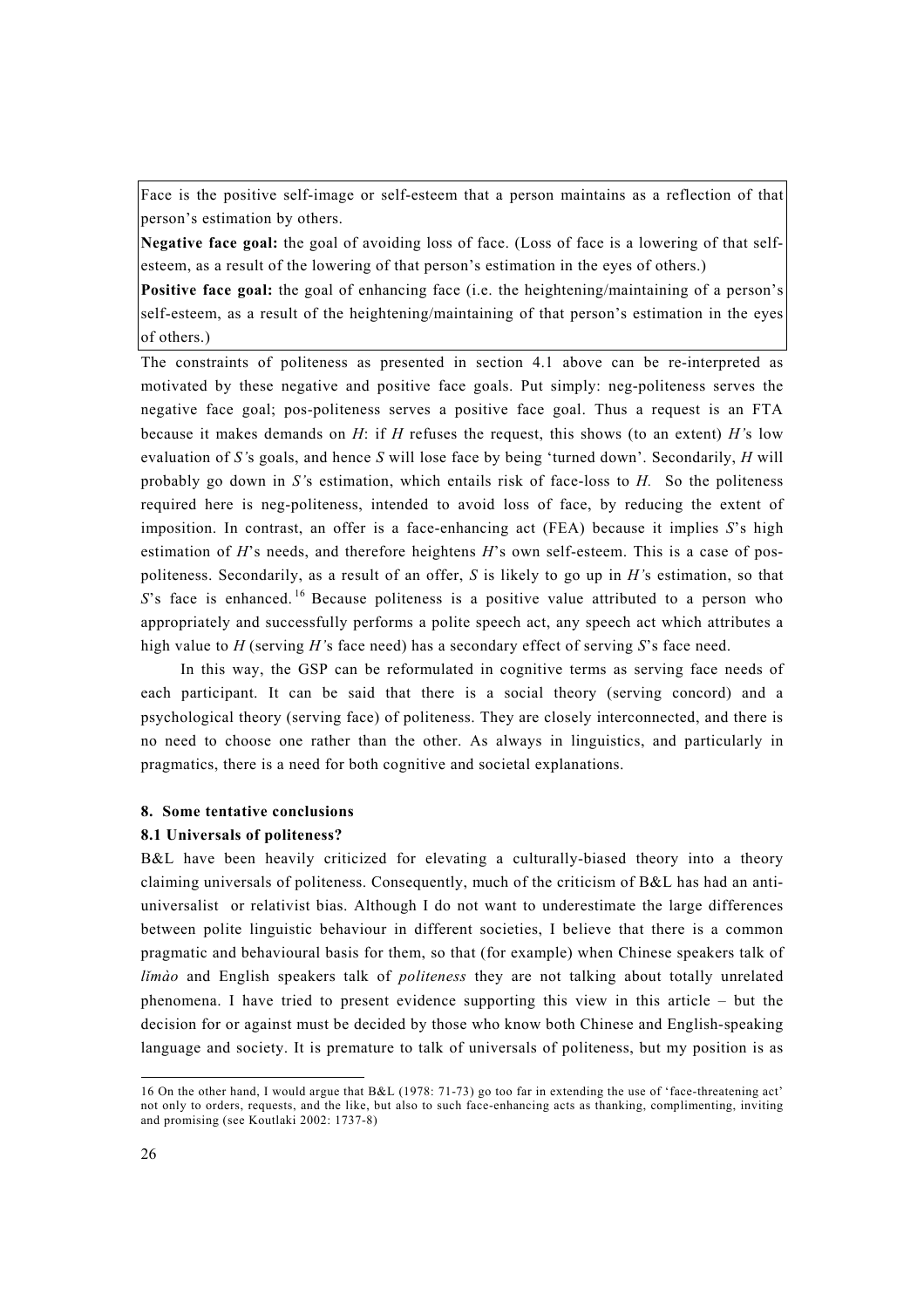Face is the positive self-image or self-esteem that a person maintains as a reflection of that person's estimation by others.

**Negative face goal:** the goal of avoiding loss of face. (Loss of face is a lowering of that self-esteem, as a result of the lowering of that person's estimation in the eyes of others.)

**Positive face goal:** the goal of enhancing face (i.e. the heightening/maintaining of a person's self-esteem, as a result of the heightening/maintaining of that person's estimation in the eyes of others.)

The constraints of politeness as presented in section 4.1 above can be re-interpreted as motivated by these negative and positive face goals. Put simply: neg-politeness serves the negative face goal; pos-politeness serves a positive face goal. Thus a request is an FTA because it makes demands on *H*: if *H* refuses the request, this shows (to an extent) *H's* low evaluation of *S's* goals, and hence *S* will lose face by being 'turned down'. Secondarily, *H* will probably go down in *S's* estimation, which entails risk of face-loss to *H.* So the politeness required here is neg-politeness, intended to avoid loss of face, by reducing the extent of imposition. In contrast, an offer is a face-enhancing act (FEA) because it implies *S*'s high estimation of *H*'s needs, and therefore heightens *H*'s own self-esteem. This is a case of pos-politeness. Secondarily, as a result of an offer, *S* is likely to go up in *H's* estimation, so that *S*'s face is enhanced.[16] Because politeness is a positive value attributed to a person who appropriately and successfully performs a polite speech act, any speech act which attributes a high value to *H* (serving *H's* face need) has a secondary effect of serving *S*'s face need.

In this way, the GSP can be reformulated in cognitive terms as serving face needs of each participant. It can be said that there is a social theory (serving concord) and a psychological theory (serving face) of politeness. They are closely interconnected, and there is no need to choose one rather than the other. As always in linguistics, and particularly in pragmatics, there is a need for both cognitive and societal explanations.

## 8. Some tentative conclusions

### 8.1 Universals of politeness?

B&L have been heavily criticized for elevating a culturally-biased theory into a theory claiming universals of politeness. Consequently, much of the criticism of B&L has had an anti-universalist or relativist bias. Although I do not want to underestimate the large differences between polite linguistic behaviour in different societies, I believe that there is a common pragmatic and behavioural basis for them, so that (for example) when Chinese speakers talk of *lĭmào* and English speakers talk of *politeness* they are not talking about totally unrelated phenomena. I have tried to present evidence supporting this view in this article – but the decision for or against must be decided by those who know both Chinese and English-speaking language and society. It is premature to talk of universals of politeness, but my position is as

---

16 On the other hand, I would argue that B&L (1978: 71-73) go too far in extending the use of 'face-threatening act' not only to orders, requests, and the like, but also to such face-enhancing acts as thanking, complimenting, inviting and promising (see Koutlaki 2002: 1737-8)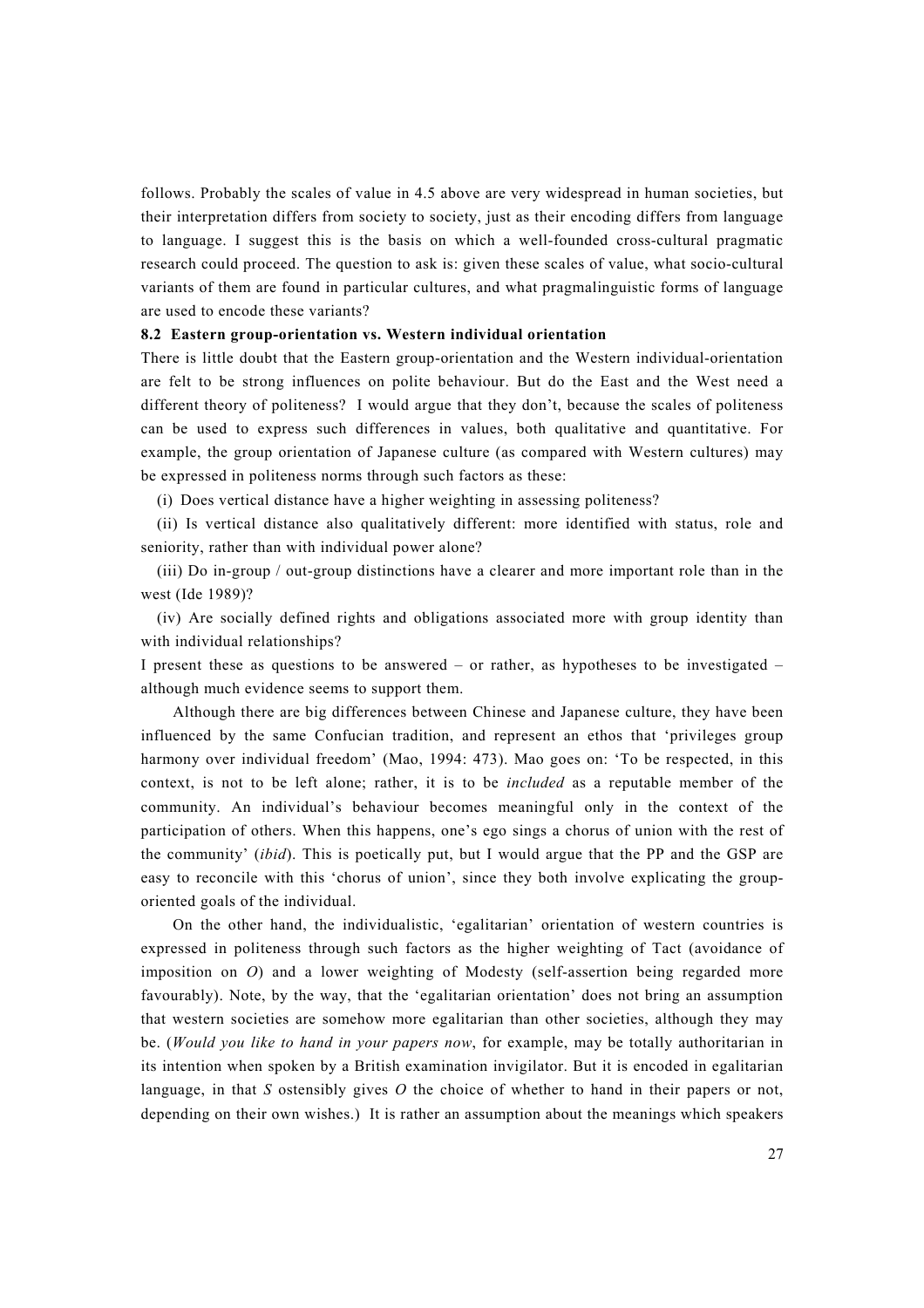follows. Probably the scales of value in 4.5 above are very widespread in human societies, but their interpretation differs from society to society, just as their encoding differs from language to language. I suggest this is the basis on which a well-founded cross-cultural pragmatic research could proceed. The question to ask is: given these scales of value, what socio-cultural variants of them are found in particular cultures, and what pragmalinguistic forms of language are used to encode these variants?

### 8.2 Eastern group-orientation vs. Western individual orientation

There is little doubt that the Eastern group-orientation and the Western individual-orientation are felt to be strong influences on polite behaviour. But do the East and the West need a different theory of politeness? I would argue that they don't, because the scales of politeness can be used to express such differences in values, both qualitative and quantitative. For example, the group orientation of Japanese culture (as compared with Western cultures) may be expressed in politeness norms through such factors as these:

(i) Does vertical distance have a higher weighting in assessing politeness?

(ii) Is vertical distance also qualitatively different: more identified with status, role and seniority, rather than with individual power alone?

(iii) Do in-group / out-group distinctions have a clearer and more important role than in the west (Ide 1989)?

(iv) Are socially defined rights and obligations associated more with group identity than with individual relationships?

I present these as questions to be answered – or rather, as hypotheses to be investigated – although much evidence seems to support them.

Although there are big differences between Chinese and Japanese culture, they have been influenced by the same Confucian tradition, and represent an ethos that 'privileges group harmony over individual freedom' (Mao, 1994: 473). Mao goes on: 'To be respected, in this context, is not to be left alone; rather, it is to be *included* as a reputable member of the community. An individual's behaviour becomes meaningful only in the context of the participation of others. When this happens, one's ego sings a chorus of union with the rest of the community' (*ibid*). This is poetically put, but I would argue that the PP and the GSP are easy to reconcile with this 'chorus of union', since they both involve explicating the group-oriented goals of the individual.

On the other hand, the individualistic, 'egalitarian' orientation of western countries is expressed in politeness through such factors as the higher weighting of Tact (avoidance of imposition on *O*) and a lower weighting of Modesty (self-assertion being regarded more favourably). Note, by the way, that the 'egalitarian orientation' does not bring an assumption that western societies are somehow more egalitarian than other societies, although they may be. (*Would you like to hand in your papers now*, for example, may be totally authoritarian in its intention when spoken by a British examination invigilator. But it is encoded in egalitarian language, in that *S* ostensibly gives *O* the choice of whether to hand in their papers or not, depending on their own wishes.) It is rather an assumption about the meanings which speakers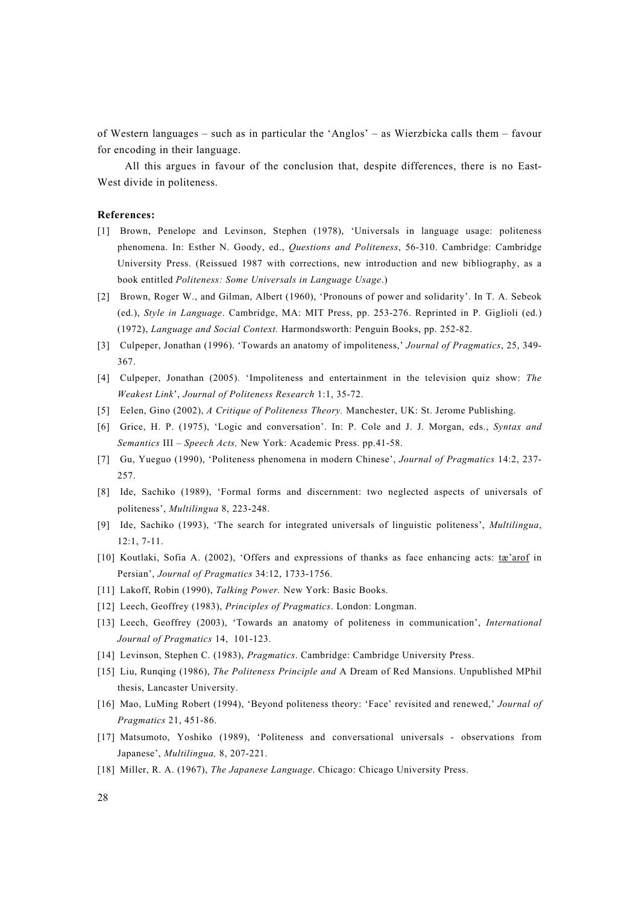of Western languages – such as in particular the 'Anglos' – as Wierzbicka calls them – favour for encoding in their language.

All this argues in favour of the conclusion that, despite differences, there is no East-West divide in politeness.

**References:**

[1] Brown, Penelope and Levinson, Stephen (1978), 'Universals in language usage: politeness phenomena. In: Esther N. Goody, ed., *Questions and Politeness*, 56-310. Cambridge: Cambridge University Press. (Reissued 1987 with corrections, new introduction and new bibliography, as a book entitled *Politeness: Some Universals in Language Usage*.)

[2] Brown, Roger W., and Gilman, Albert (1960), 'Pronouns of power and solidarity'. In T. A. Sebeok (ed.), *Style in Language*. Cambridge, MA: MIT Press, pp. 253-276. Reprinted in P. Giglioli (ed.) (1972), *Language and Social Context.* Harmondsworth: Penguin Books, pp. 252-82.

[3] Culpeper, Jonathan (1996). 'Towards an anatomy of impoliteness,' *Journal of Pragmatics*, 25, 349-367.

[4] Culpeper, Jonathan (2005). 'Impoliteness and entertainment in the television quiz show: *The Weakest Link*', *Journal of Politeness Research* 1:1, 35-72.

[5] Eelen, Gino (2002), *A Critique of Politeness Theory.* Manchester, UK: St. Jerome Publishing.

[6] Grice, H. P. (1975), 'Logic and conversation'. In: P. Cole and J. J. Morgan, eds., *Syntax and Semantics* III – *Speech Acts,* New York: Academic Press. pp.41-58.

[7] Gu, Yueguo (1990), 'Politeness phenomena in modern Chinese', *Journal of Pragmatics* 14:2, 237-257.

[8] Ide, Sachiko (1989), 'Formal forms and discernment: two neglected aspects of universals of politeness', *Multilingua* 8, 223-248.

[9] Ide, Sachiko (1993), 'The search for integrated universals of linguistic politeness', *Multilingua*, 12:1, 7-11.

[10] Koutlaki, Sofia A. (2002), 'Offers and expressions of thanks as face enhancing acts: tæ'arof in Persian', *Journal of Pragmatics* 34:12, 1733-1756.

[11] Lakoff, Robin (1990), *Talking Power.* New York: Basic Books.

[12] Leech, Geoffrey (1983), *Principles of Pragmatics*. London: Longman.

[13] Leech, Geoffrey (2003), 'Towards an anatomy of politeness in communication', *International Journal of Pragmatics* 14, 101-123.

[14] Levinson, Stephen C. (1983), *Pragmatics*. Cambridge: Cambridge University Press.

[15] Liu, Runqing (1986), *The Politeness Principle and* A Dream of Red Mansions. Unpublished MPhil thesis, Lancaster University.

[16] Mao, LuMing Robert (1994), 'Beyond politeness theory: 'Face' revisited and renewed,' *Journal of Pragmatics* 21, 451-86.

[17] Matsumoto, Yoshiko (1989), 'Politeness and conversational universals - observations from Japanese', *Multilingua,* 8, 207-221.

[18] Miller, R. A. (1967), *The Japanese Language*. Chicago: Chicago University Press.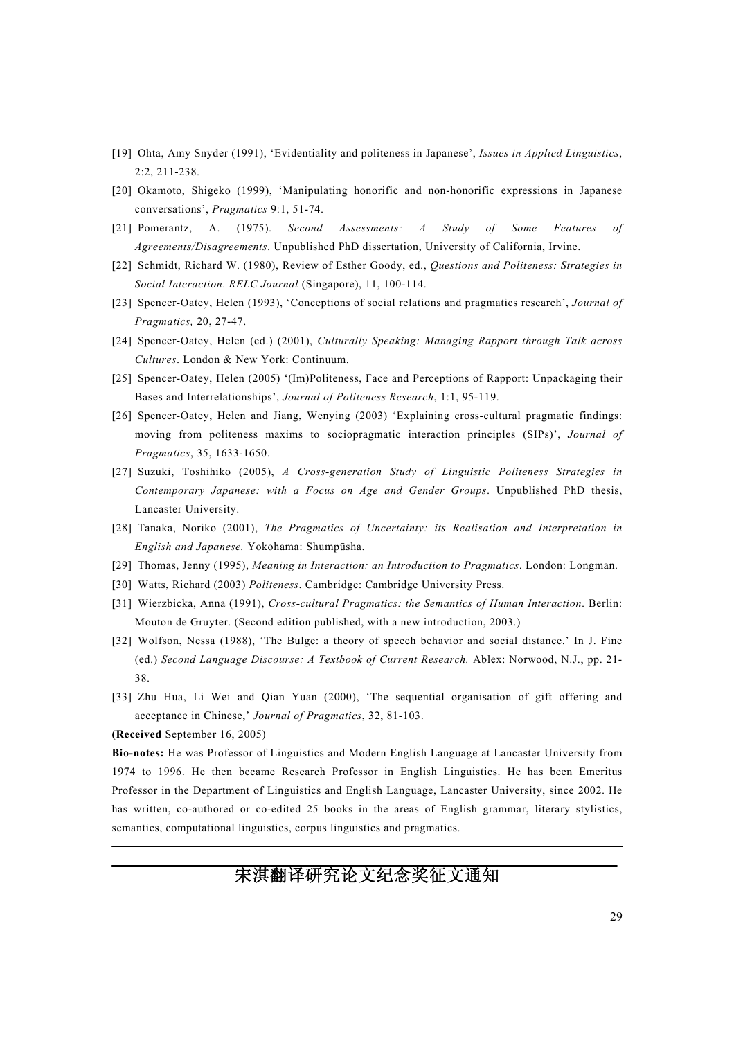[19] Ohta, Amy Snyder (1991), 'Evidentiality and politeness in Japanese', *Issues in Applied Linguistics*, 2:2, 211-238.

[20] Okamoto, Shigeko (1999), 'Manipulating honorific and non-honorific expressions in Japanese conversations', *Pragmatics* 9:1, 51-74.

[21] Pomerantz, A. (1975). *Second Assessments: A Study of Some Features of Agreements/Disagreements*. Unpublished PhD dissertation, University of California, Irvine.

[22] Schmidt, Richard W. (1980), Review of Esther Goody, ed., *Questions and Politeness: Strategies in Social Interaction*. *RELC Journal* (Singapore), 11, 100-114.

[23] Spencer-Oatey, Helen (1993), 'Conceptions of social relations and pragmatics research', *Journal of Pragmatics,* 20, 27-47.

[24] Spencer-Oatey, Helen (ed.) (2001), *Culturally Speaking: Managing Rapport through Talk across Cultures*. London & New York: Continuum.

[25] Spencer-Oatey, Helen (2005) '(Im)Politeness, Face and Perceptions of Rapport: Unpackaging their Bases and Interrelationships', *Journal of Politeness Research*, 1:1, 95-119.

[26] Spencer-Oatey, Helen and Jiang, Wenying (2003) 'Explaining cross-cultural pragmatic findings: moving from politeness maxims to sociopragmatic interaction principles (SIPs)', *Journal of Pragmatics*, 35, 1633-1650.

[27] Suzuki, Toshihiko (2005), *A Cross-generation Study of Linguistic Politeness Strategies in Contemporary Japanese: with a Focus on Age and Gender Groups*. Unpublished PhD thesis, Lancaster University.

[28] Tanaka, Noriko (2001), *The Pragmatics of Uncertainty: its Realisation and Interpretation in English and Japanese.* Yokohama: Shumpūsha.

[29] Thomas, Jenny (1995), *Meaning in Interaction: an Introduction to Pragmatics*. London: Longman.

[30] Watts, Richard (2003) *Politeness*. Cambridge: Cambridge University Press.

[31] Wierzbicka, Anna (1991), *Cross-cultural Pragmatics: the Semantics of Human Interaction*. Berlin: Mouton de Gruyter. (Second edition published, with a new introduction, 2003.)

[32] Wolfson, Nessa (1988), 'The Bulge: a theory of speech behavior and social distance.' In J. Fine (ed.) *Second Language Discourse: A Textbook of Current Research.* Ablex: Norwood, N.J., pp. 21-38.

[33] Zhu Hua, Li Wei and Qian Yuan (2000), 'The sequential organisation of gift offering and acceptance in Chinese,' *Journal of Pragmatics*, 32, 81-103.

**(Received** September 16, 2005)

**Bio-notes:** He was Professor of Linguistics and Modern English Language at Lancaster University from 1974 to 1996. He then became Research Professor in English Linguistics. He has been Emeritus Professor in the Department of Linguistics and English Language, Lancaster University, since 2002. He has written, co-authored or co-edited 25 books in the areas of English grammar, literary stylistics, semantics, computational linguistics, corpus linguistics and pragmatics.

---

# 宋淇翻译研究论文纪念奖征文通知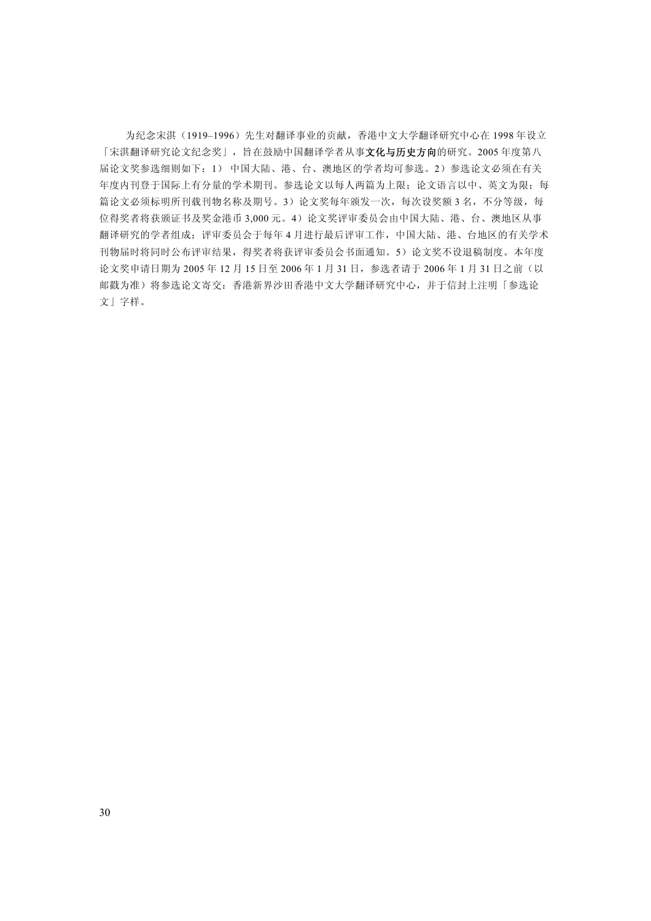为纪念宋淇（1919–1996）先生对翻译事业的贡献，香港中文大学翻译研究中心在 1998 年设立「宋淇翻译研究论文纪念奖」，旨在鼓励中国翻译学者从事**文化与历史方向**的研究。2005 年度第八届论文奖参选细则如下：1） 中国大陆、港、台、澳地区的学者均可参选。2）参选论文必须在有关年度内刊登于国际上有分量的学术期刊。参选论文以每人两篇为上限；论文语言以中、英文为限；每篇论文必须标明所刊载刊物名称及期号。3）论文奖每年颁发一次，每次设奖额 3 名，不分等级，每位得奖者将获颁证书及奖金港币 3,000 元。4）论文奖评审委员会由中国大陆、港、台、澳地区从事翻译研究的学者组成；评审委员会于每年 4 月进行最后评审工作，中国大陆、港、台地区的有关学术刊物届时将同时公布评审结果，得奖者将获评审委员会书面通知。5）论文奖不设退稿制度。本年度论文奖申请日期为 2005 年 12 月 15 日至 2006 年 1 月 31 日，参选者请于 2006 年 1 月 31 日之前（以邮戳为准）将参选论文寄交：香港新界沙田香港中文大学翻译研究中心，并于信封上注明「参选论文」字样。